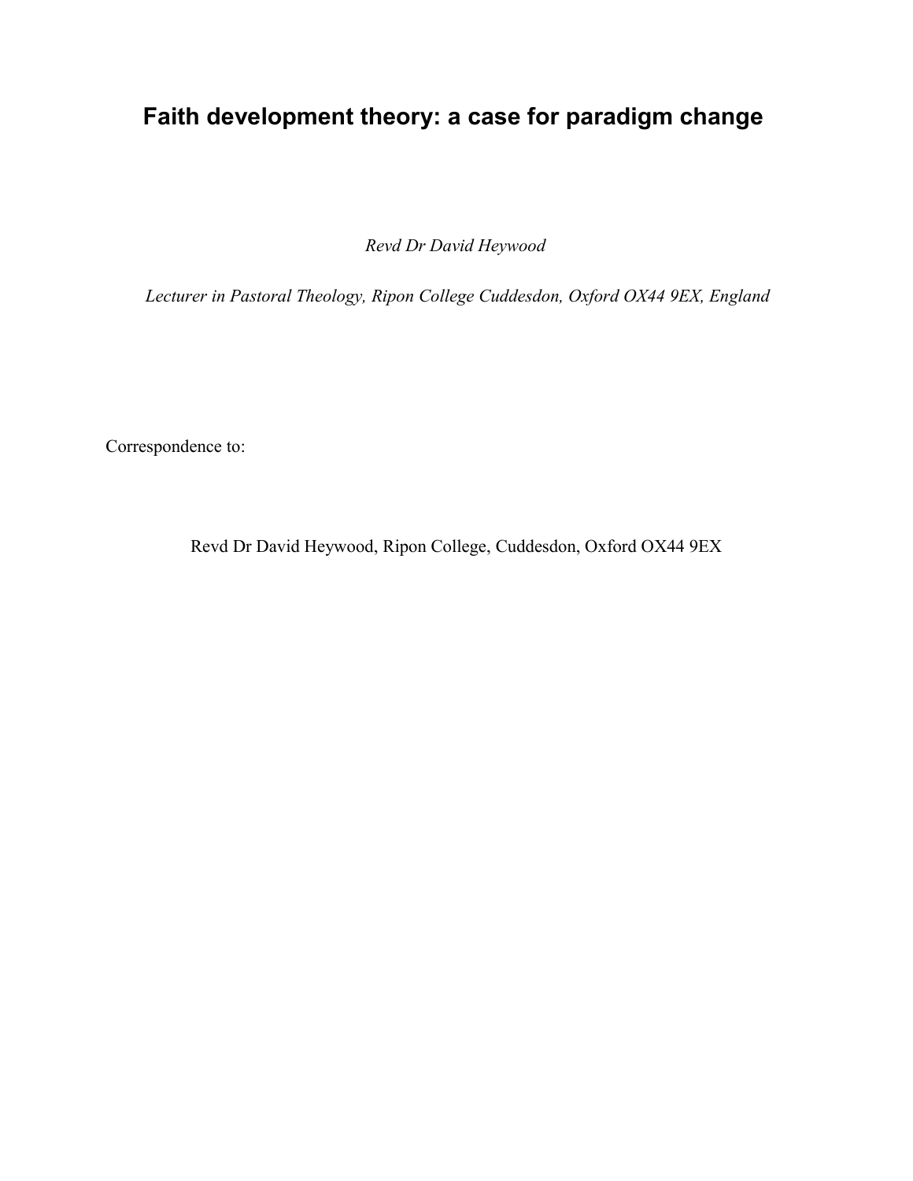# Faith development theory: a case for paradigm change

*Revd Dr David Heywood*

*Lecturer in Pastoral Theology, Ripon College Cuddesdon, Oxford OX44 9EX, England*

Correspondence to:

Revd Dr David Heywood, Ripon College, Cuddesdon, Oxford OX44 9EX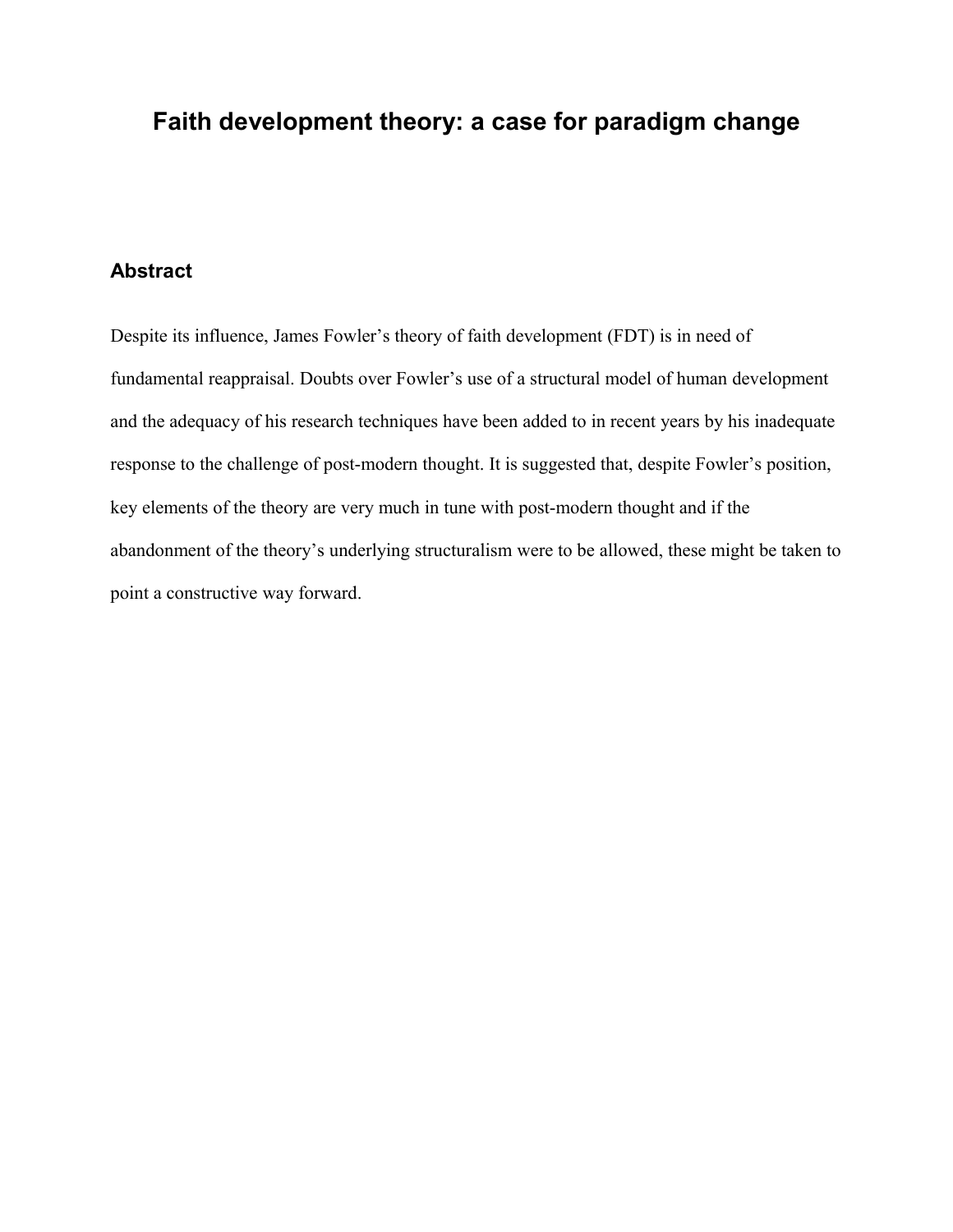# Faith development theory: a case for paradigm change

## Abstract

Despite its influence, James Fowler's theory of faith development (FDT) is in need of fundamental reappraisal. Doubts over Fowler's use of a structural model of human development and the adequacy of his research techniques have been added to in recent years by his inadequate response to the challenge of post-modern thought. It is suggested that, despite Fowler's position, key elements of the theory are very much in tune with post-modern thought and if the abandonment of the theory's underlying structuralism were to be allowed, these might be taken to point a constructive way forward.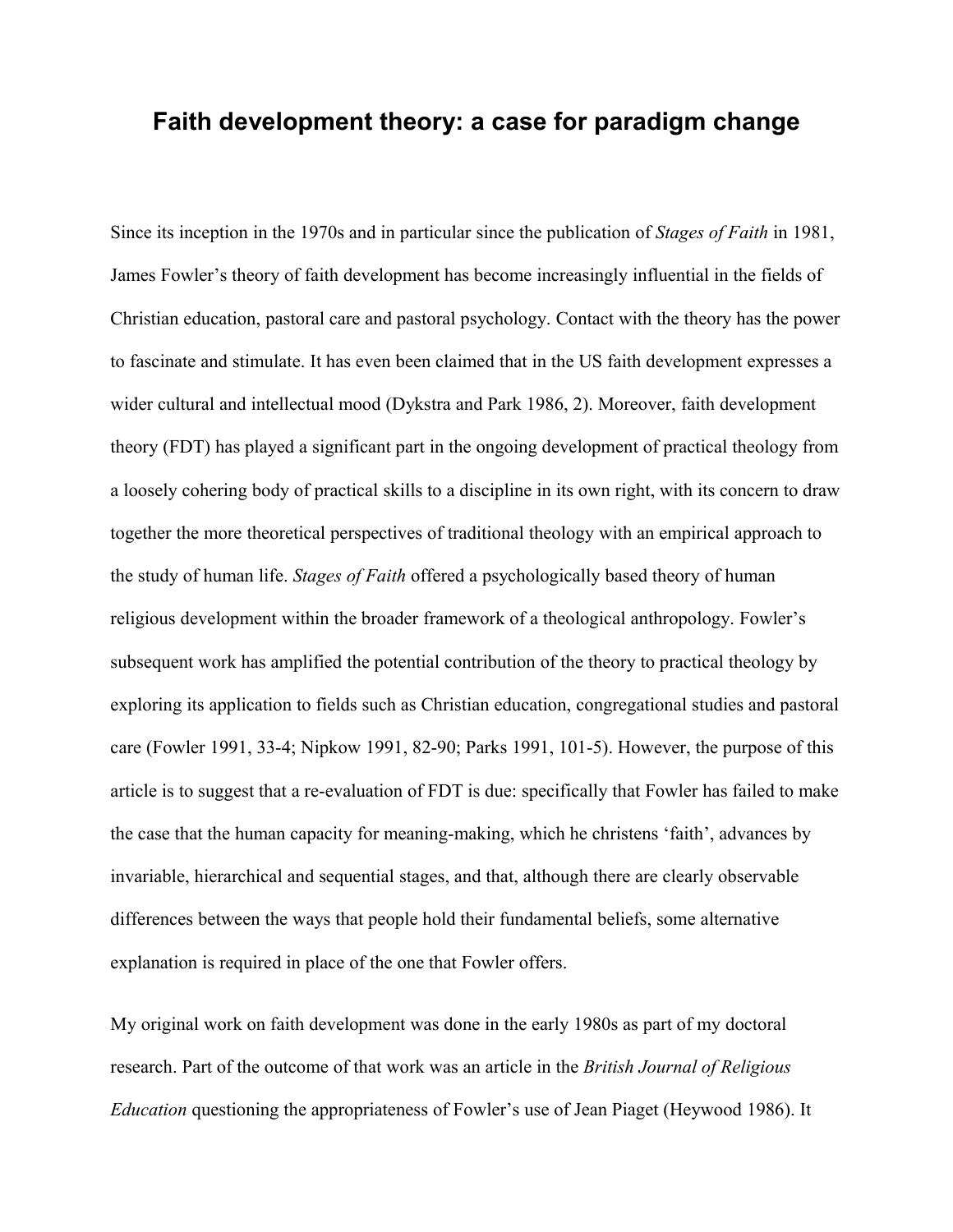# Faith development theory: a case for paradigm change

Since its inception in the 1970s and in particular since the publication of *Stages of Faith* in 1981, James Fowler's theory of faith development has become increasingly influential in the fields of Christian education, pastoral care and pastoral psychology. Contact with the theory has the power to fascinate and stimulate. It has even been claimed that in the US faith development expresses a wider cultural and intellectual mood (Dykstra and Park 1986, 2). Moreover, faith development theory (FDT) has played a significant part in the ongoing development of practical theology from a loosely cohering body of practical skills to a discipline in its own right, with its concern to draw together the more theoretical perspectives of traditional theology with an empirical approach to the study of human life. *Stages of Faith* offered a psychologically based theory of human religious development within the broader framework of a theological anthropology. Fowler's subsequent work has amplified the potential contribution of the theory to practical theology by exploring its application to fields such as Christian education, congregational studies and pastoral care (Fowler 1991, 33-4; Nipkow 1991, 82-90; Parks 1991, 101-5). However, the purpose of this article is to suggest that a re-evaluation of FDT is due: specifically that Fowler has failed to make the case that the human capacity for meaning-making, which he christens 'faith', advances by invariable, hierarchical and sequential stages, and that, although there are clearly observable differences between the ways that people hold their fundamental beliefs, some alternative explanation is required in place of the one that Fowler offers.

My original work on faith development was done in the early 1980s as part of my doctoral research. Part of the outcome of that work was an article in the *British Journal of Religious Education* questioning the appropriateness of Fowler's use of Jean Piaget (Heywood 1986). It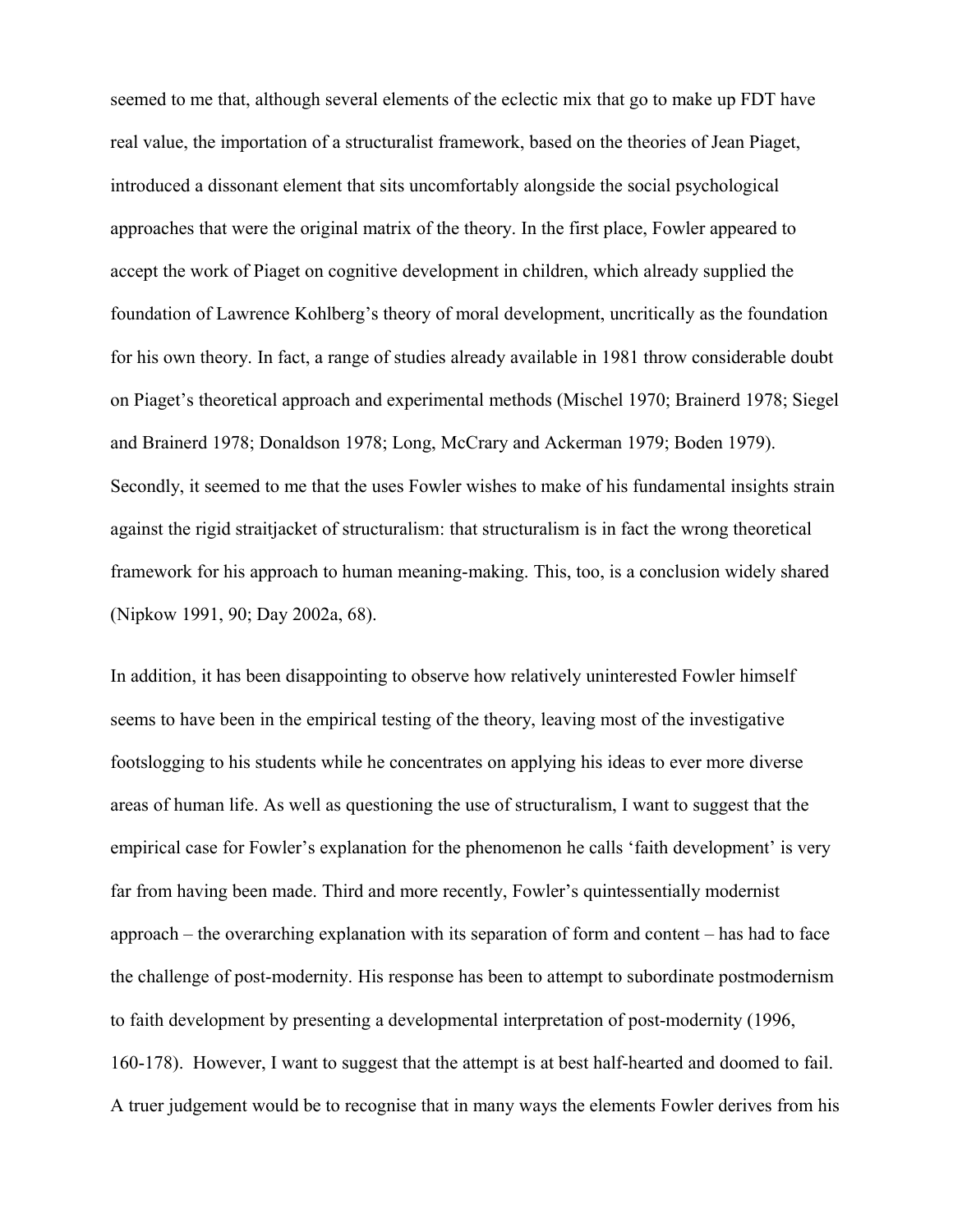seemed to me that, although several elements of the eclectic mix that go to make up FDT have real value, the importation of a structuralist framework, based on the theories of Jean Piaget, introduced a dissonant element that sits uncomfortably alongside the social psychological approaches that were the original matrix of the theory. In the first place, Fowler appeared to accept the work of Piaget on cognitive development in children, which already supplied the foundation of Lawrence Kohlberg's theory of moral development, uncritically as the foundation for his own theory. In fact, a range of studies already available in 1981 throw considerable doubt on Piaget's theoretical approach and experimental methods (Mischel 1970; Brainerd 1978; Siegel and Brainerd 1978; Donaldson 1978; Long, McCrary and Ackerman 1979; Boden 1979). Secondly, it seemed to me that the uses Fowler wishes to make of his fundamental insights strain against the rigid straitjacket of structuralism: that structuralism is in fact the wrong theoretical framework for his approach to human meaning-making. This, too, is a conclusion widely shared (Nipkow 1991, 90; Day 2002a, 68).

In addition, it has been disappointing to observe how relatively uninterested Fowler himself seems to have been in the empirical testing of the theory, leaving most of the investigative footslogging to his students while he concentrates on applying his ideas to ever more diverse areas of human life. As well as questioning the use of structuralism, I want to suggest that the empirical case for Fowler's explanation for the phenomenon he calls 'faith development' is very far from having been made. Third and more recently, Fowler's quintessentially modernist approach – the overarching explanation with its separation of form and content – has had to face the challenge of post-modernity. His response has been to attempt to subordinate postmodernism to faith development by presenting a developmental interpretation of post-modernity (1996, 160-178). However, I want to suggest that the attempt is at best half-hearted and doomed to fail. A truer judgement would be to recognise that in many ways the elements Fowler derives from his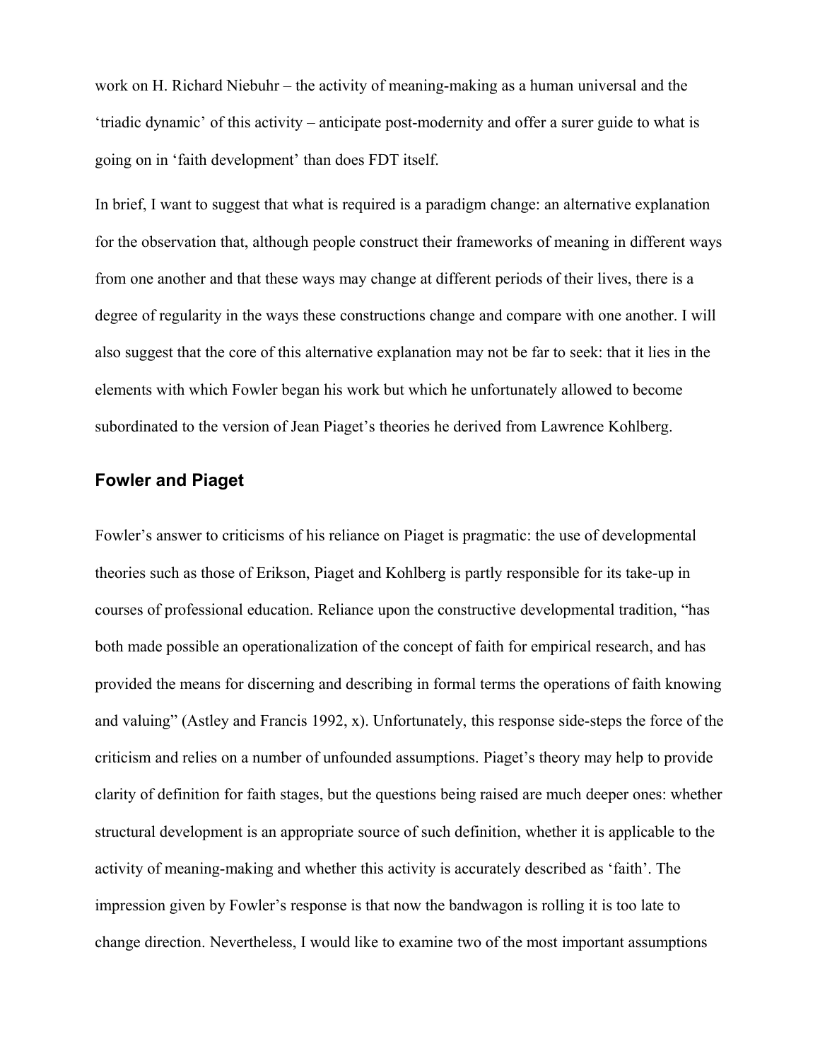work on H. Richard Niebuhr – the activity of meaning-making as a human universal and the 'triadic dynamic' of this activity – anticipate post-modernity and offer a surer guide to what is going on in 'faith development' than does FDT itself.

In brief, I want to suggest that what is required is a paradigm change: an alternative explanation for the observation that, although people construct their frameworks of meaning in different ways from one another and that these ways may change at different periods of their lives, there is a degree of regularity in the ways these constructions change and compare with one another. I will also suggest that the core of this alternative explanation may not be far to seek: that it lies in the elements with which Fowler began his work but which he unfortunately allowed to become subordinated to the version of Jean Piaget's theories he derived from Lawrence Kohlberg.

## Fowler and Piaget

Fowler's answer to criticisms of his reliance on Piaget is pragmatic: the use of developmental theories such as those of Erikson, Piaget and Kohlberg is partly responsible for its take-up in courses of professional education. Reliance upon the constructive developmental tradition, "has both made possible an operationalization of the concept of faith for empirical research, and has provided the means for discerning and describing in formal terms the operations of faith knowing and valuing" (Astley and Francis 1992, x). Unfortunately, this response side-steps the force of the criticism and relies on a number of unfounded assumptions. Piaget's theory may help to provide clarity of definition for faith stages, but the questions being raised are much deeper ones: whether structural development is an appropriate source of such definition, whether it is applicable to the activity of meaning-making and whether this activity is accurately described as 'faith'. The impression given by Fowler's response is that now the bandwagon is rolling it is too late to change direction. Nevertheless, I would like to examine two of the most important assumptions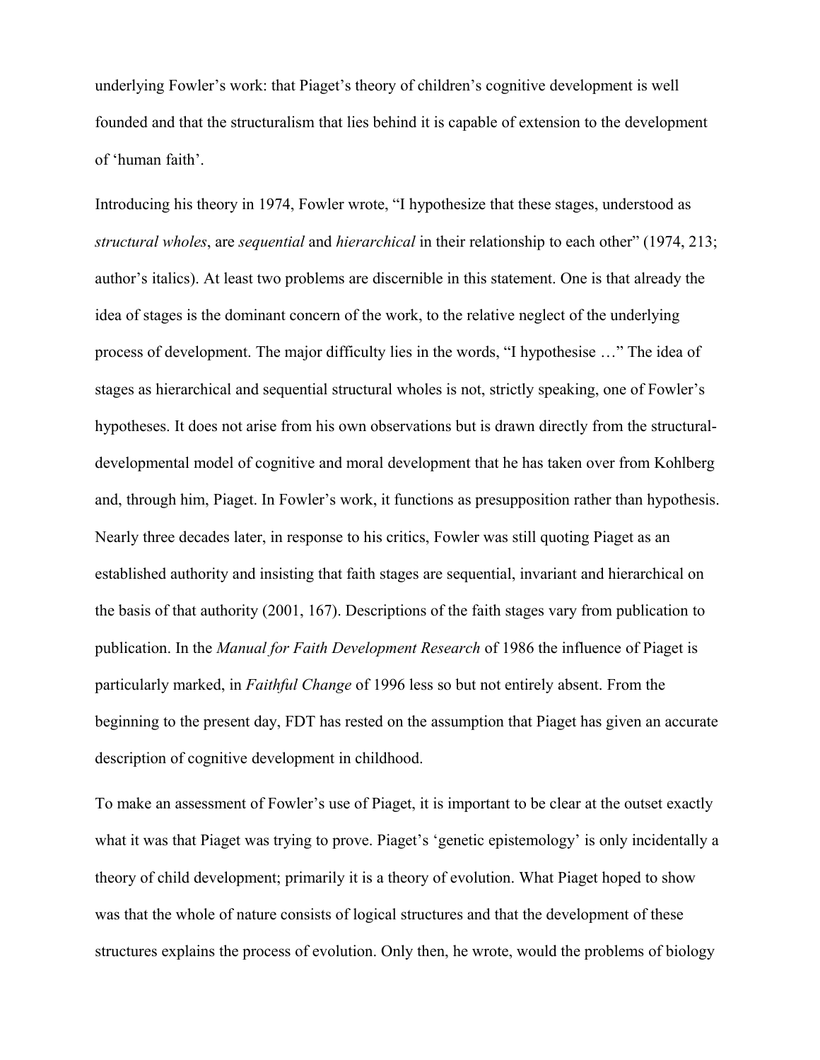underlying Fowler's work: that Piaget's theory of children's cognitive development is well founded and that the structuralism that lies behind it is capable of extension to the development of 'human faith'.

Introducing his theory in 1974, Fowler wrote, "I hypothesize that these stages, understood as *structural wholes*, are *sequential* and *hierarchical* in their relationship to each other" (1974, 213; author's italics). At least two problems are discernible in this statement. One is that already the idea of stages is the dominant concern of the work, to the relative neglect of the underlying process of development. The major difficulty lies in the words, "I hypothesise …" The idea of stages as hierarchical and sequential structural wholes is not, strictly speaking, one of Fowler's hypotheses. It does not arise from his own observations but is drawn directly from the structural-developmental model of cognitive and moral development that he has taken over from Kohlberg and, through him, Piaget. In Fowler's work, it functions as presupposition rather than hypothesis. Nearly three decades later, in response to his critics, Fowler was still quoting Piaget as an established authority and insisting that faith stages are sequential, invariant and hierarchical on the basis of that authority (2001, 167). Descriptions of the faith stages vary from publication to publication. In the *Manual for Faith Development Research* of 1986 the influence of Piaget is particularly marked, in *Faithful Change* of 1996 less so but not entirely absent. From the beginning to the present day, FDT has rested on the assumption that Piaget has given an accurate description of cognitive development in childhood.

To make an assessment of Fowler's use of Piaget, it is important to be clear at the outset exactly what it was that Piaget was trying to prove. Piaget's 'genetic epistemology' is only incidentally a theory of child development; primarily it is a theory of evolution. What Piaget hoped to show was that the whole of nature consists of logical structures and that the development of these structures explains the process of evolution. Only then, he wrote, would the problems of biology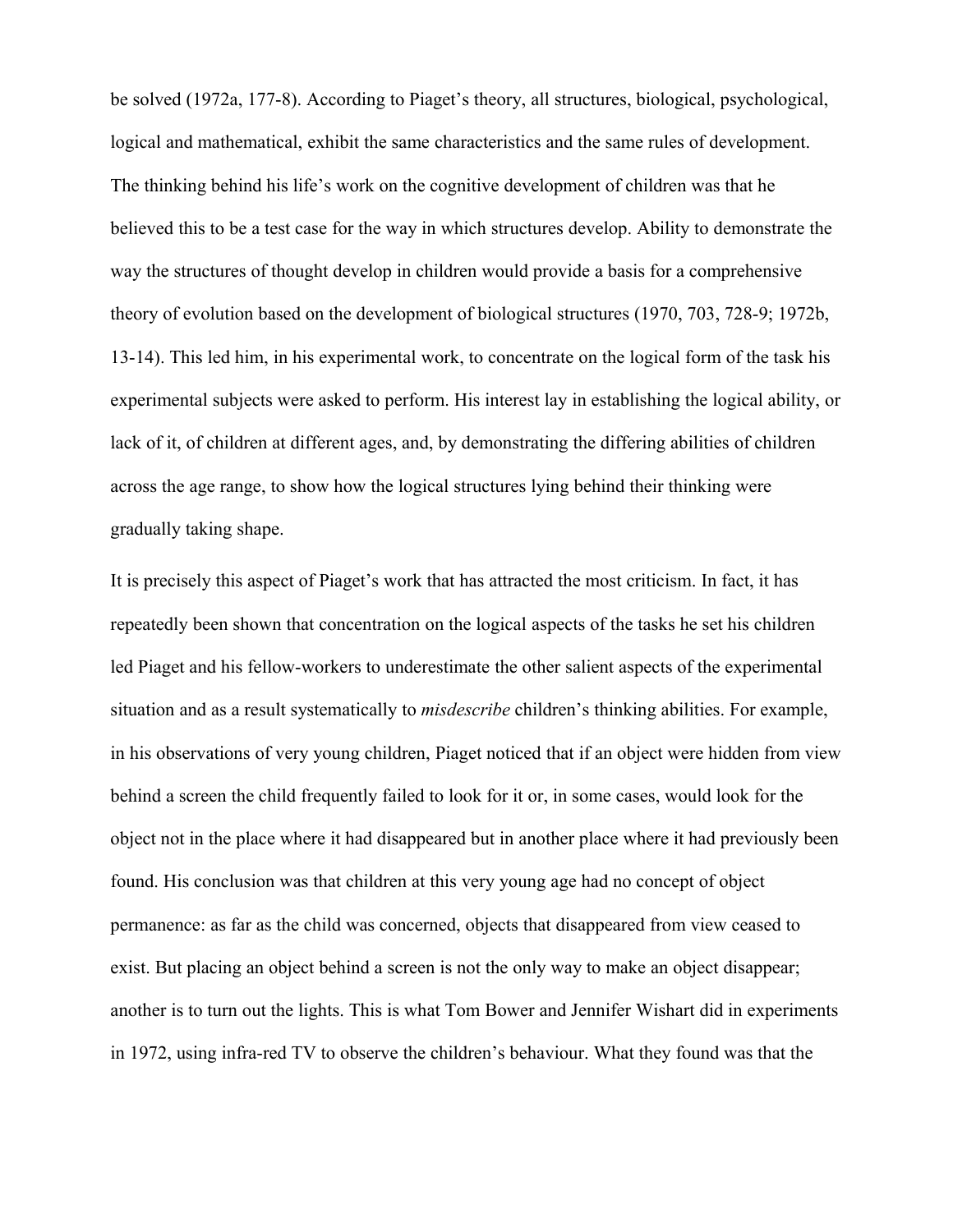be solved (1972a, 177-8). According to Piaget's theory, all structures, biological, psychological, logical and mathematical, exhibit the same characteristics and the same rules of development. The thinking behind his life's work on the cognitive development of children was that he believed this to be a test case for the way in which structures develop. Ability to demonstrate the way the structures of thought develop in children would provide a basis for a comprehensive theory of evolution based on the development of biological structures (1970, 703, 728-9; 1972b, 13-14). This led him, in his experimental work, to concentrate on the logical form of the task his experimental subjects were asked to perform. His interest lay in establishing the logical ability, or lack of it, of children at different ages, and, by demonstrating the differing abilities of children across the age range, to show how the logical structures lying behind their thinking were gradually taking shape.

It is precisely this aspect of Piaget's work that has attracted the most criticism. In fact, it has repeatedly been shown that concentration on the logical aspects of the tasks he set his children led Piaget and his fellow-workers to underestimate the other salient aspects of the experimental situation and as a result systematically to *misdescribe* children's thinking abilities. For example, in his observations of very young children, Piaget noticed that if an object were hidden from view behind a screen the child frequently failed to look for it or, in some cases, would look for the object not in the place where it had disappeared but in another place where it had previously been found. His conclusion was that children at this very young age had no concept of object permanence: as far as the child was concerned, objects that disappeared from view ceased to exist. But placing an object behind a screen is not the only way to make an object disappear; another is to turn out the lights. This is what Tom Bower and Jennifer Wishart did in experiments in 1972, using infra-red TV to observe the children's behaviour. What they found was that the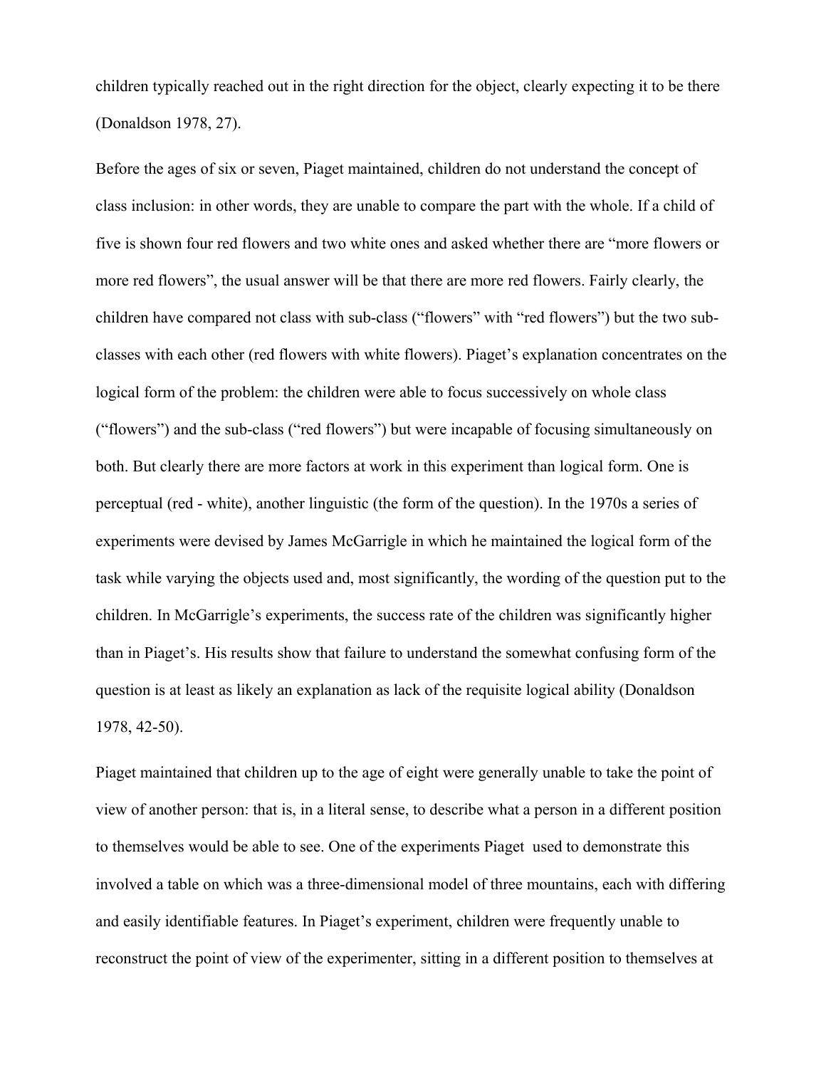children typically reached out in the right direction for the object, clearly expecting it to be there (Donaldson 1978, 27).

Before the ages of six or seven, Piaget maintained, children do not understand the concept of class inclusion: in other words, they are unable to compare the part with the whole. If a child of five is shown four red flowers and two white ones and asked whether there are "more flowers or more red flowers", the usual answer will be that there are more red flowers. Fairly clearly, the children have compared not class with sub-class ("flowers" with "red flowers") but the two sub-classes with each other (red flowers with white flowers). Piaget's explanation concentrates on the logical form of the problem: the children were able to focus successively on whole class ("flowers") and the sub-class ("red flowers") but were incapable of focusing simultaneously on both. But clearly there are more factors at work in this experiment than logical form. One is perceptual (red - white), another linguistic (the form of the question). In the 1970s a series of experiments were devised by James McGarrigle in which he maintained the logical form of the task while varying the objects used and, most significantly, the wording of the question put to the children. In McGarrigle's experiments, the success rate of the children was significantly higher than in Piaget's. His results show that failure to understand the somewhat confusing form of the question is at least as likely an explanation as lack of the requisite logical ability (Donaldson 1978, 42-50).

Piaget maintained that children up to the age of eight were generally unable to take the point of view of another person: that is, in a literal sense, to describe what a person in a different position to themselves would be able to see. One of the experiments Piaget used to demonstrate this involved a table on which was a three-dimensional model of three mountains, each with differing and easily identifiable features. In Piaget's experiment, children were frequently unable to reconstruct the point of view of the experimenter, sitting in a different position to themselves at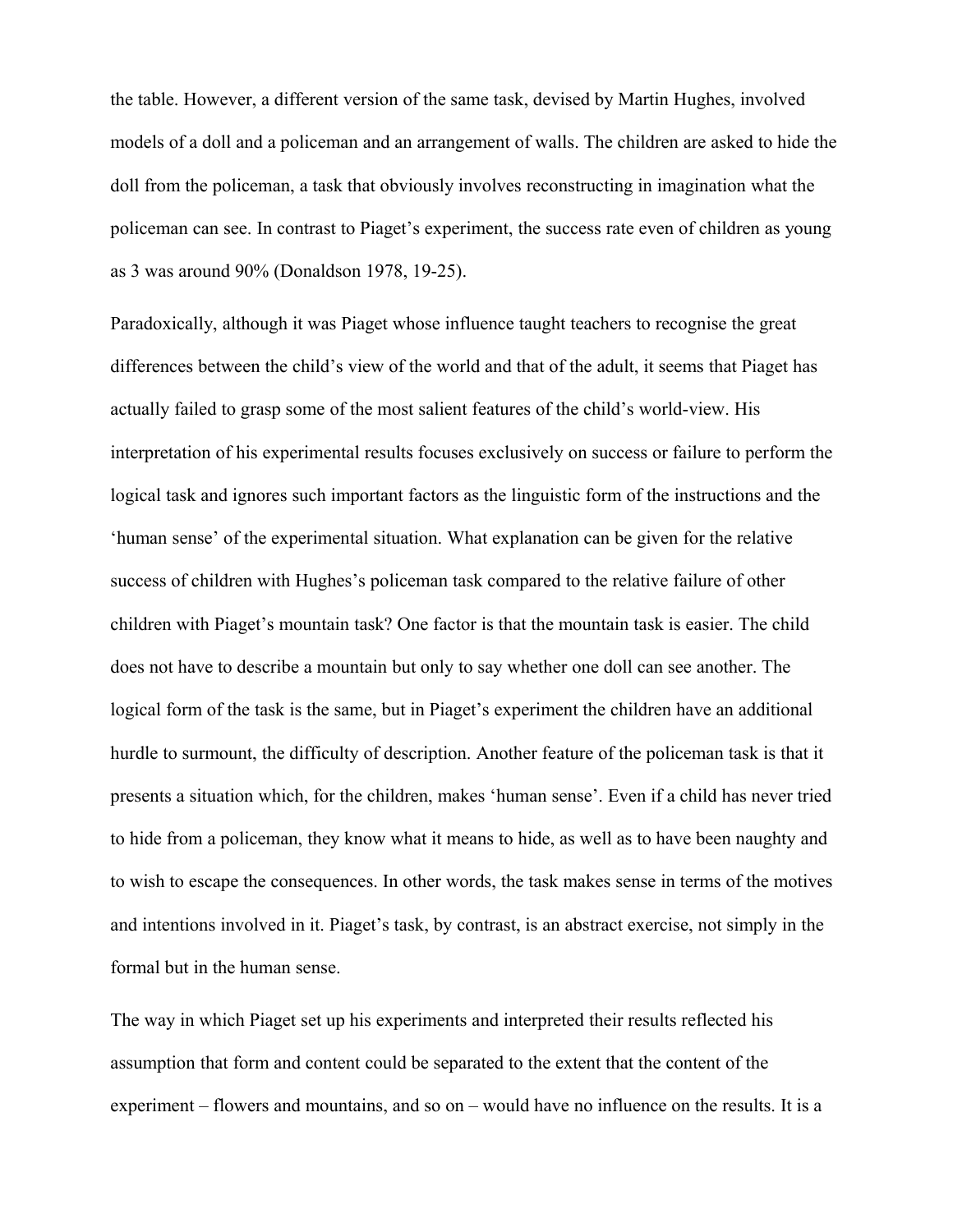the table. However, a different version of the same task, devised by Martin Hughes, involved models of a doll and a policeman and an arrangement of walls. The children are asked to hide the doll from the policeman, a task that obviously involves reconstructing in imagination what the policeman can see. In contrast to Piaget's experiment, the success rate even of children as young as 3 was around 90% (Donaldson 1978, 19-25).

Paradoxically, although it was Piaget whose influence taught teachers to recognise the great differences between the child's view of the world and that of the adult, it seems that Piaget has actually failed to grasp some of the most salient features of the child's world-view. His interpretation of his experimental results focuses exclusively on success or failure to perform the logical task and ignores such important factors as the linguistic form of the instructions and the 'human sense' of the experimental situation. What explanation can be given for the relative success of children with Hughes's policeman task compared to the relative failure of other children with Piaget's mountain task? One factor is that the mountain task is easier. The child does not have to describe a mountain but only to say whether one doll can see another. The logical form of the task is the same, but in Piaget's experiment the children have an additional hurdle to surmount, the difficulty of description. Another feature of the policeman task is that it presents a situation which, for the children, makes 'human sense'. Even if a child has never tried to hide from a policeman, they know what it means to hide, as well as to have been naughty and to wish to escape the consequences. In other words, the task makes sense in terms of the motives and intentions involved in it. Piaget's task, by contrast, is an abstract exercise, not simply in the formal but in the human sense.

The way in which Piaget set up his experiments and interpreted their results reflected his assumption that form and content could be separated to the extent that the content of the experiment – flowers and mountains, and so on – would have no influence on the results. It is a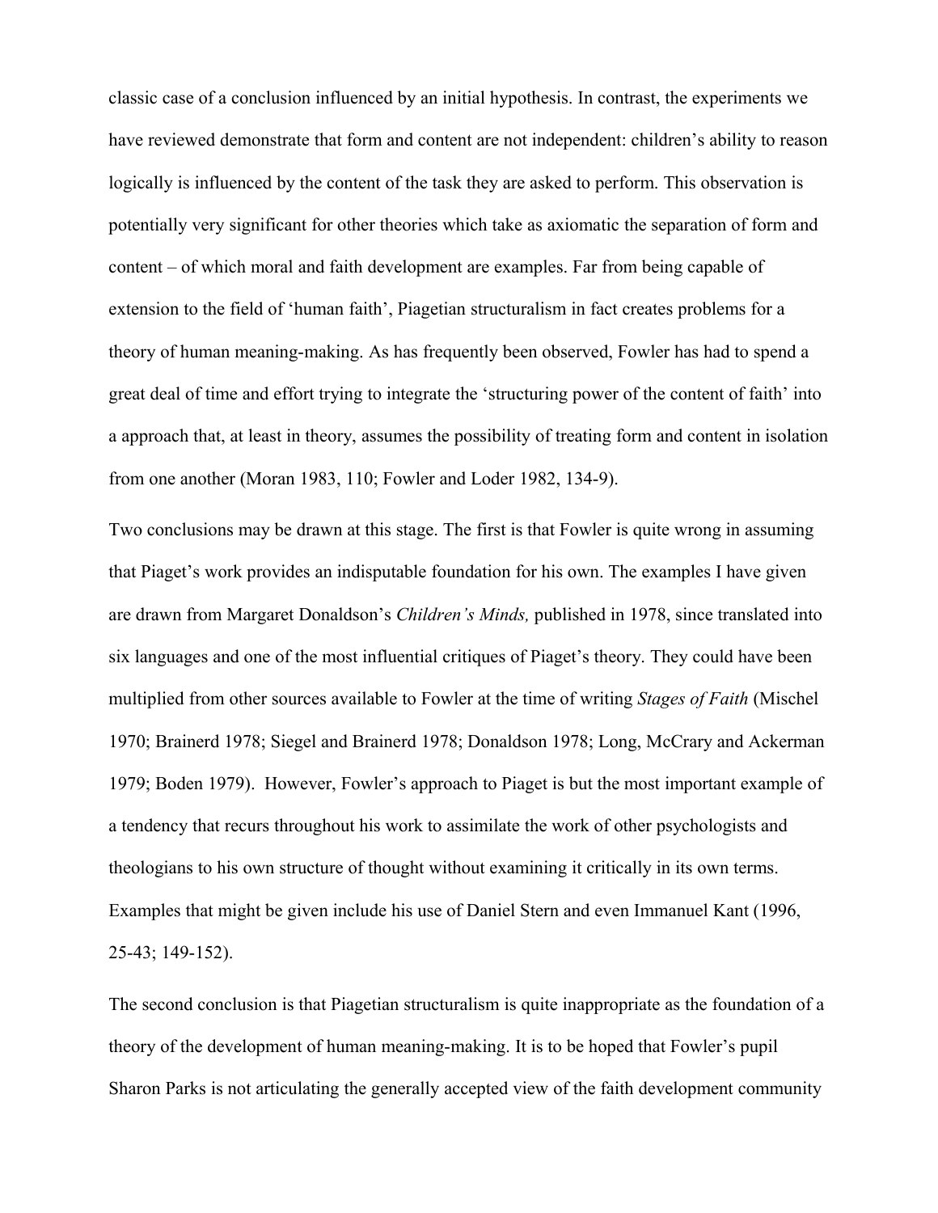classic case of a conclusion influenced by an initial hypothesis. In contrast, the experiments we have reviewed demonstrate that form and content are not independent: children's ability to reason logically is influenced by the content of the task they are asked to perform. This observation is potentially very significant for other theories which take as axiomatic the separation of form and content – of which moral and faith development are examples. Far from being capable of extension to the field of 'human faith', Piagetian structuralism in fact creates problems for a theory of human meaning-making. As has frequently been observed, Fowler has had to spend a great deal of time and effort trying to integrate the 'structuring power of the content of faith' into a approach that, at least in theory, assumes the possibility of treating form and content in isolation from one another (Moran 1983, 110; Fowler and Loder 1982, 134-9).

Two conclusions may be drawn at this stage. The first is that Fowler is quite wrong in assuming that Piaget's work provides an indisputable foundation for his own. The examples I have given are drawn from Margaret Donaldson's *Children's Minds,* published in 1978, since translated into six languages and one of the most influential critiques of Piaget's theory. They could have been multiplied from other sources available to Fowler at the time of writing *Stages of Faith* (Mischel 1970; Brainerd 1978; Siegel and Brainerd 1978; Donaldson 1978; Long, McCrary and Ackerman 1979; Boden 1979). However, Fowler's approach to Piaget is but the most important example of a tendency that recurs throughout his work to assimilate the work of other psychologists and theologians to his own structure of thought without examining it critically in its own terms. Examples that might be given include his use of Daniel Stern and even Immanuel Kant (1996, 25-43; 149-152).

The second conclusion is that Piagetian structuralism is quite inappropriate as the foundation of a theory of the development of human meaning-making. It is to be hoped that Fowler's pupil Sharon Parks is not articulating the generally accepted view of the faith development community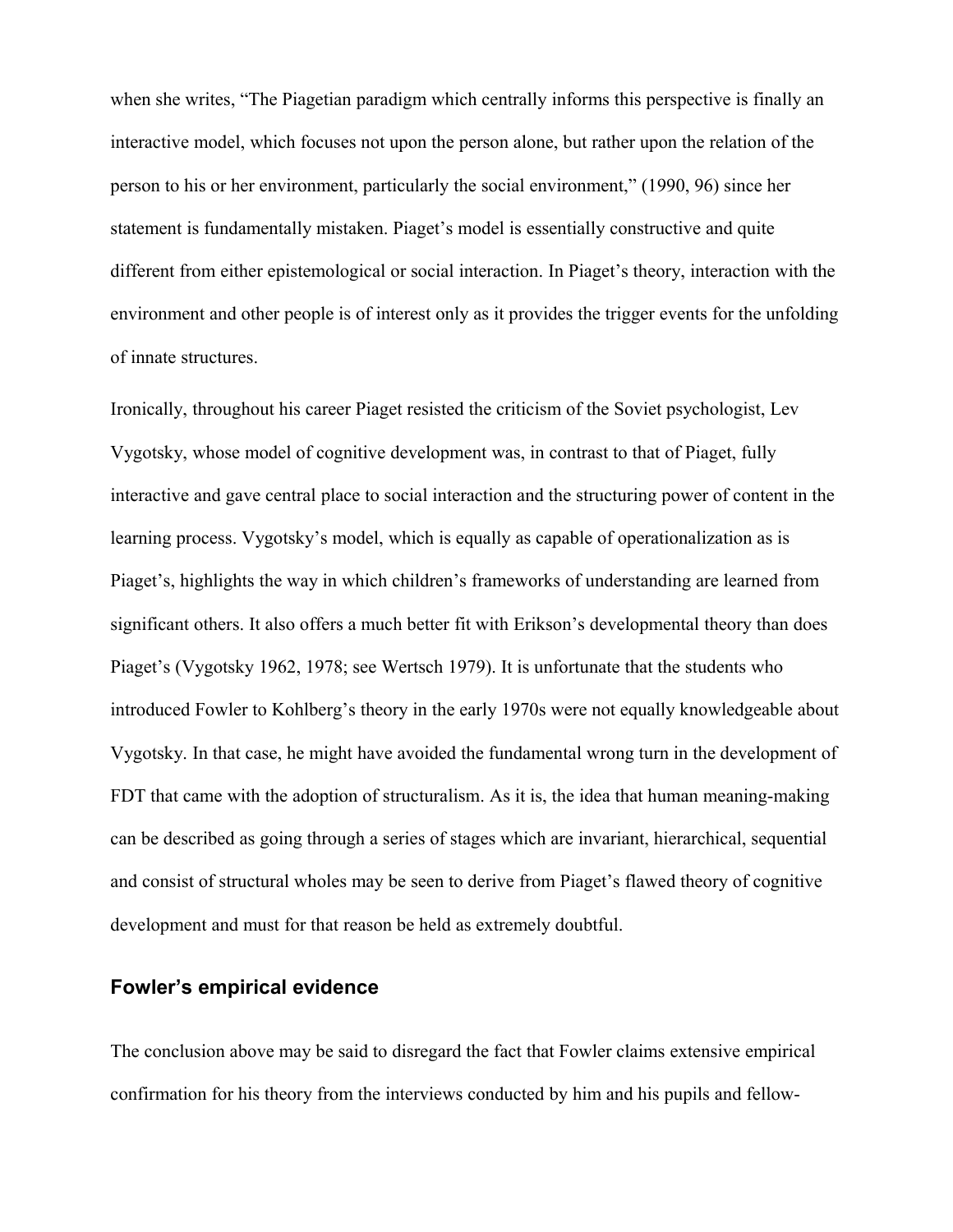when she writes, “The Piagetian paradigm which centrally informs this perspective is finally an interactive model, which focuses not upon the person alone, but rather upon the relation of the person to his or her environment, particularly the social environment,” (1990, 96) since her statement is fundamentally mistaken. Piaget’s model is essentially constructive and quite different from either epistemological or social interaction. In Piaget’s theory, interaction with the environment and other people is of interest only as it provides the trigger events for the unfolding of innate structures.

Ironically, throughout his career Piaget resisted the criticism of the Soviet psychologist, Lev Vygotsky, whose model of cognitive development was, in contrast to that of Piaget, fully interactive and gave central place to social interaction and the structuring power of content in the learning process. Vygotsky’s model, which is equally as capable of operationalization as is Piaget’s, highlights the way in which children’s frameworks of understanding are learned from significant others. It also offers a much better fit with Erikson’s developmental theory than does Piaget’s (Vygotsky 1962, 1978; see Wertsch 1979). It is unfortunate that the students who introduced Fowler to Kohlberg’s theory in the early 1970s were not equally knowledgeable about Vygotsky. In that case, he might have avoided the fundamental wrong turn in the development of FDT that came with the adoption of structuralism. As it is, the idea that human meaning-making can be described as going through a series of stages which are invariant, hierarchical, sequential and consist of structural wholes may be seen to derive from Piaget’s flawed theory of cognitive development and must for that reason be held as extremely doubtful.

## Fowler’s empirical evidence

The conclusion above may be said to disregard the fact that Fowler claims extensive empirical confirmation for his theory from the interviews conducted by him and his pupils and fellow-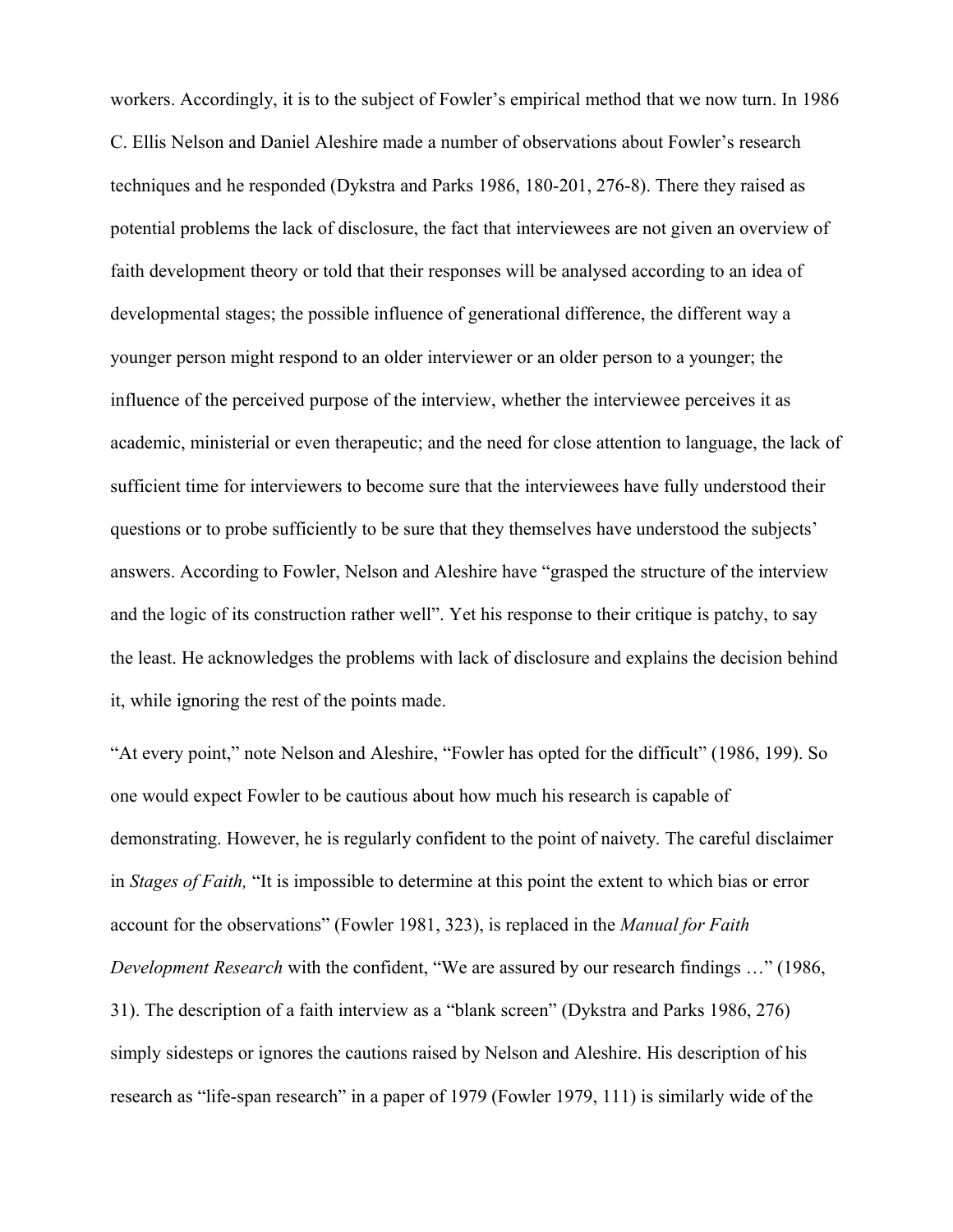workers. Accordingly, it is to the subject of Fowler's empirical method that we now turn. In 1986 C. Ellis Nelson and Daniel Aleshire made a number of observations about Fowler's research techniques and he responded (Dykstra and Parks 1986, 180-201, 276-8). There they raised as potential problems the lack of disclosure, the fact that interviewees are not given an overview of faith development theory or told that their responses will be analysed according to an idea of developmental stages; the possible influence of generational difference, the different way a younger person might respond to an older interviewer or an older person to a younger; the influence of the perceived purpose of the interview, whether the interviewee perceives it as academic, ministerial or even therapeutic; and the need for close attention to language, the lack of sufficient time for interviewers to become sure that the interviewees have fully understood their questions or to probe sufficiently to be sure that they themselves have understood the subjects' answers. According to Fowler, Nelson and Aleshire have "grasped the structure of the interview and the logic of its construction rather well". Yet his response to their critique is patchy, to say the least. He acknowledges the problems with lack of disclosure and explains the decision behind it, while ignoring the rest of the points made.

"At every point," note Nelson and Aleshire, "Fowler has opted for the difficult" (1986, 199). So one would expect Fowler to be cautious about how much his research is capable of demonstrating. However, he is regularly confident to the point of naivety. The careful disclaimer in *Stages of Faith,* "It is impossible to determine at this point the extent to which bias or error account for the observations" (Fowler 1981, 323), is replaced in the *Manual for Faith Development Research* with the confident, "We are assured by our research findings …" (1986, 31). The description of a faith interview as a "blank screen" (Dykstra and Parks 1986, 276) simply sidesteps or ignores the cautions raised by Nelson and Aleshire. His description of his research as "life-span research" in a paper of 1979 (Fowler 1979, 111) is similarly wide of the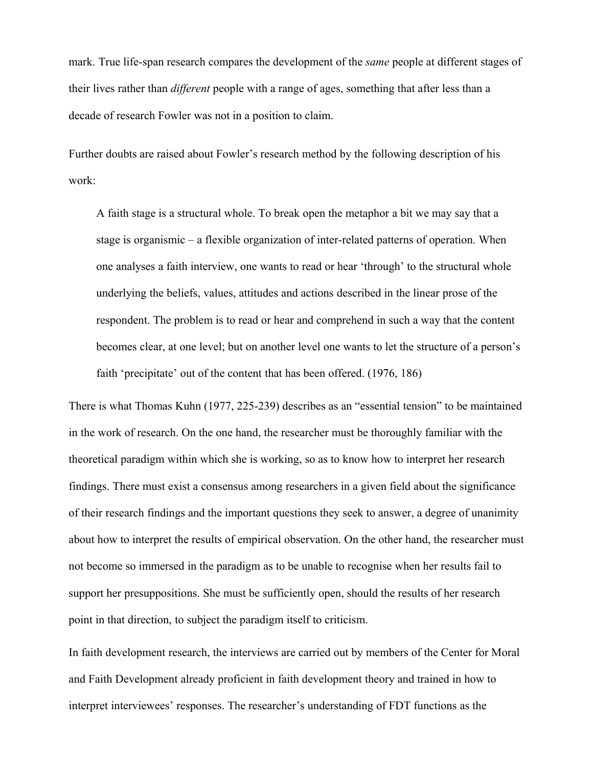mark. True life-span research compares the development of the *same* people at different stages of their lives rather than *different* people with a range of ages, something that after less than a decade of research Fowler was not in a position to claim.

Further doubts are raised about Fowler's research method by the following description of his work:

> A faith stage is a structural whole. To break open the metaphor a bit we may say that a stage is organismic – a flexible organization of inter-related patterns of operation. When one analyses a faith interview, one wants to read or hear 'through' to the structural whole underlying the beliefs, values, attitudes and actions described in the linear prose of the respondent. The problem is to read or hear and comprehend in such a way that the content becomes clear, at one level; but on another level one wants to let the structure of a person's faith 'precipitate' out of the content that has been offered. (1976, 186)

There is what Thomas Kuhn (1977, 225-239) describes as an "essential tension" to be maintained in the work of research. On the one hand, the researcher must be thoroughly familiar with the theoretical paradigm within which she is working, so as to know how to interpret her research findings. There must exist a consensus among researchers in a given field about the significance of their research findings and the important questions they seek to answer, a degree of unanimity about how to interpret the results of empirical observation. On the other hand, the researcher must not become so immersed in the paradigm as to be unable to recognise when her results fail to support her presuppositions. She must be sufficiently open, should the results of her research point in that direction, to subject the paradigm itself to criticism.

In faith development research, the interviews are carried out by members of the Center for Moral and Faith Development already proficient in faith development theory and trained in how to interpret interviewees' responses. The researcher's understanding of FDT functions as the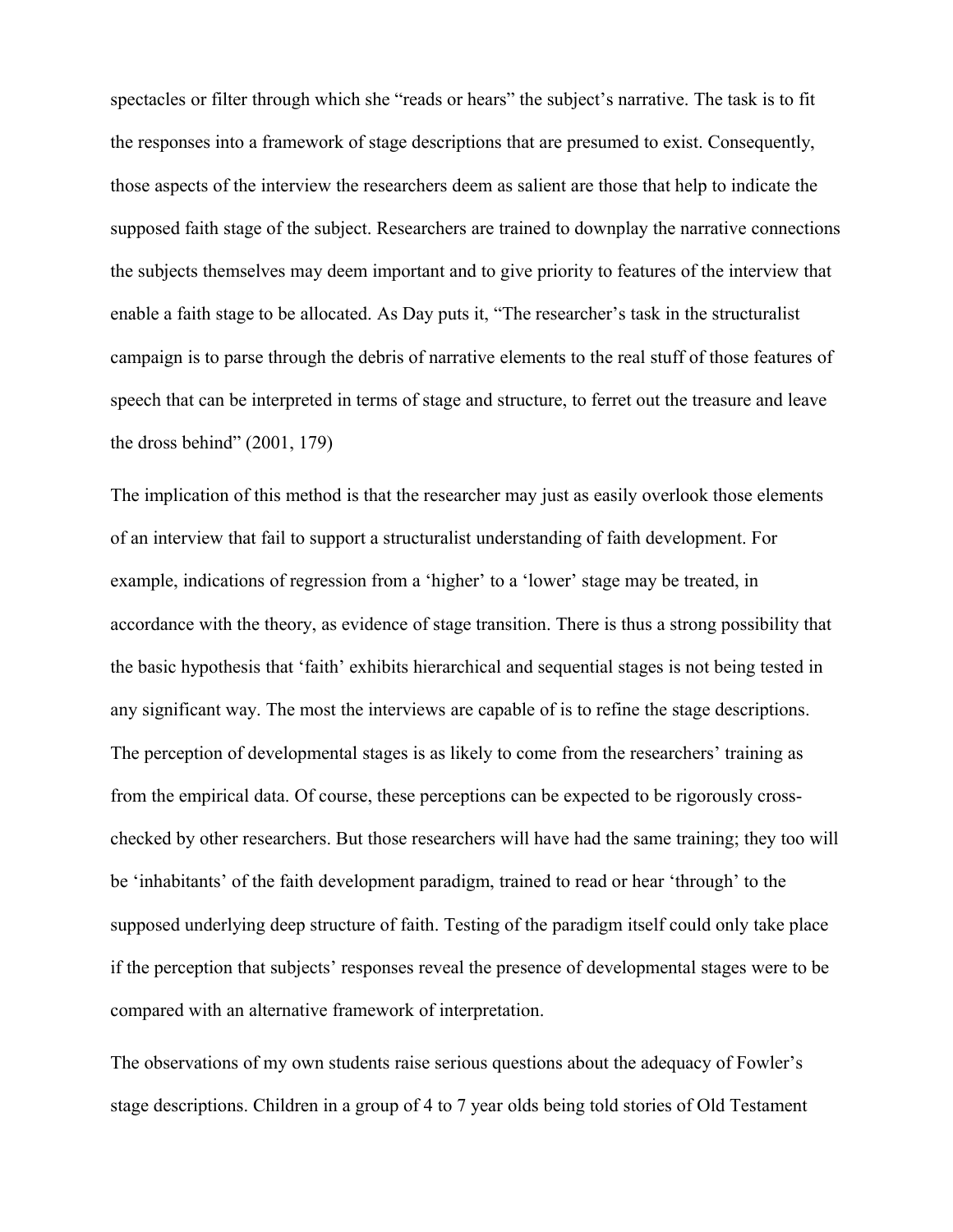spectacles or filter through which she "reads or hears" the subject's narrative. The task is to fit the responses into a framework of stage descriptions that are presumed to exist. Consequently, those aspects of the interview the researchers deem as salient are those that help to indicate the supposed faith stage of the subject. Researchers are trained to downplay the narrative connections the subjects themselves may deem important and to give priority to features of the interview that enable a faith stage to be allocated. As Day puts it, "The researcher's task in the structuralist campaign is to parse through the debris of narrative elements to the real stuff of those features of speech that can be interpreted in terms of stage and structure, to ferret out the treasure and leave the dross behind" (2001, 179)

The implication of this method is that the researcher may just as easily overlook those elements of an interview that fail to support a structuralist understanding of faith development. For example, indications of regression from a 'higher' to a 'lower' stage may be treated, in accordance with the theory, as evidence of stage transition. There is thus a strong possibility that the basic hypothesis that 'faith' exhibits hierarchical and sequential stages is not being tested in any significant way. The most the interviews are capable of is to refine the stage descriptions. The perception of developmental stages is as likely to come from the researchers' training as from the empirical data. Of course, these perceptions can be expected to be rigorously cross-checked by other researchers. But those researchers will have had the same training; they too will be 'inhabitants' of the faith development paradigm, trained to read or hear 'through' to the supposed underlying deep structure of faith. Testing of the paradigm itself could only take place if the perception that subjects' responses reveal the presence of developmental stages were to be compared with an alternative framework of interpretation.

The observations of my own students raise serious questions about the adequacy of Fowler's stage descriptions. Children in a group of 4 to 7 year olds being told stories of Old Testament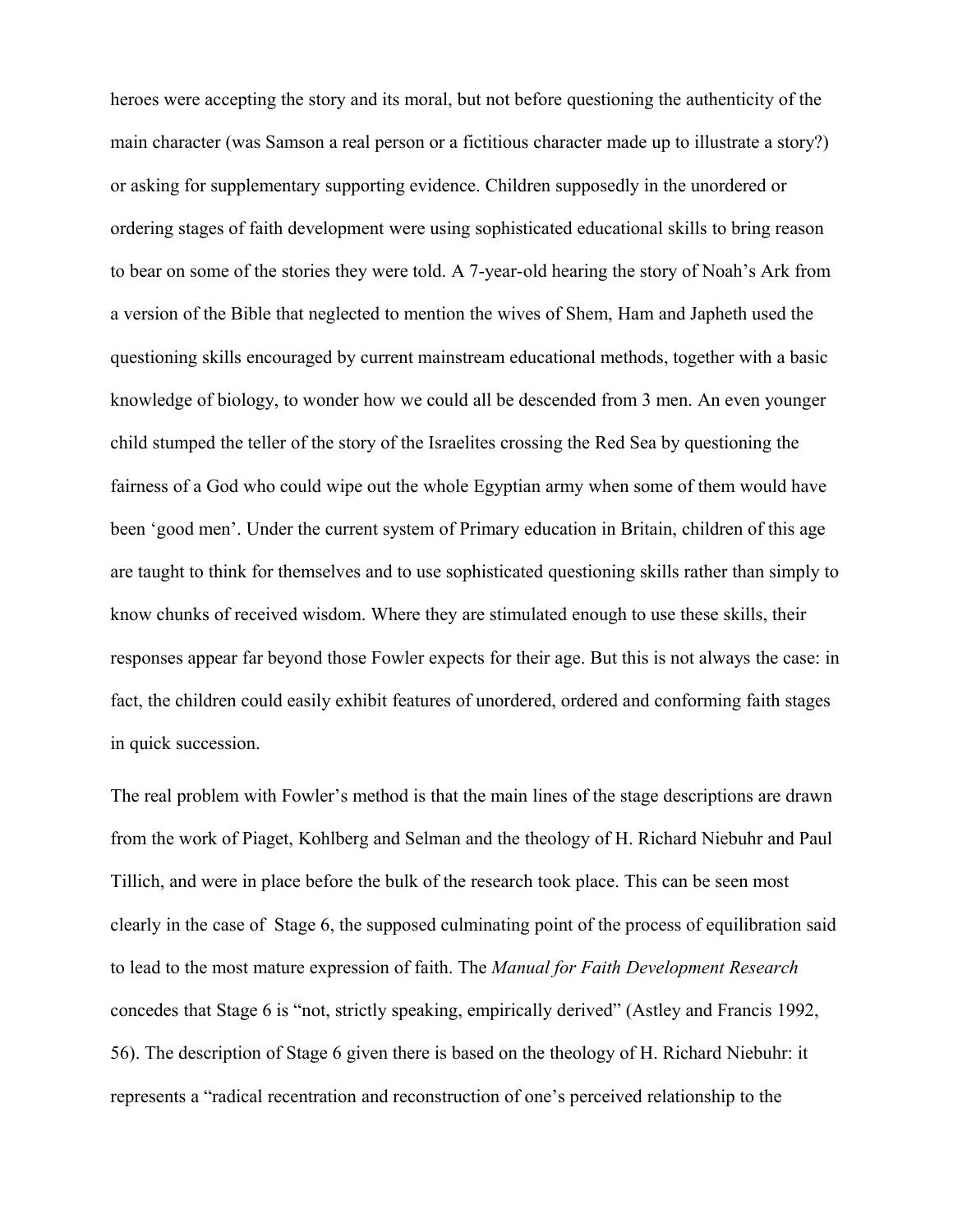heroes were accepting the story and its moral, but not before questioning the authenticity of the main character (was Samson a real person or a fictitious character made up to illustrate a story?) or asking for supplementary supporting evidence. Children supposedly in the unordered or ordering stages of faith development were using sophisticated educational skills to bring reason to bear on some of the stories they were told. A 7-year-old hearing the story of Noah's Ark from a version of the Bible that neglected to mention the wives of Shem, Ham and Japheth used the questioning skills encouraged by current mainstream educational methods, together with a basic knowledge of biology, to wonder how we could all be descended from 3 men. An even younger child stumped the teller of the story of the Israelites crossing the Red Sea by questioning the fairness of a God who could wipe out the whole Egyptian army when some of them would have been 'good men'. Under the current system of Primary education in Britain, children of this age are taught to think for themselves and to use sophisticated questioning skills rather than simply to know chunks of received wisdom. Where they are stimulated enough to use these skills, their responses appear far beyond those Fowler expects for their age. But this is not always the case: in fact, the children could easily exhibit features of unordered, ordered and conforming faith stages in quick succession.

The real problem with Fowler's method is that the main lines of the stage descriptions are drawn from the work of Piaget, Kohlberg and Selman and the theology of H. Richard Niebuhr and Paul Tillich, and were in place before the bulk of the research took place. This can be seen most clearly in the case of Stage 6, the supposed culminating point of the process of equilibration said to lead to the most mature expression of faith. The *Manual for Faith Development Research* concedes that Stage 6 is "not, strictly speaking, empirically derived" (Astley and Francis 1992, 56). The description of Stage 6 given there is based on the theology of H. Richard Niebuhr: it represents a "radical recentration and reconstruction of one's perceived relationship to the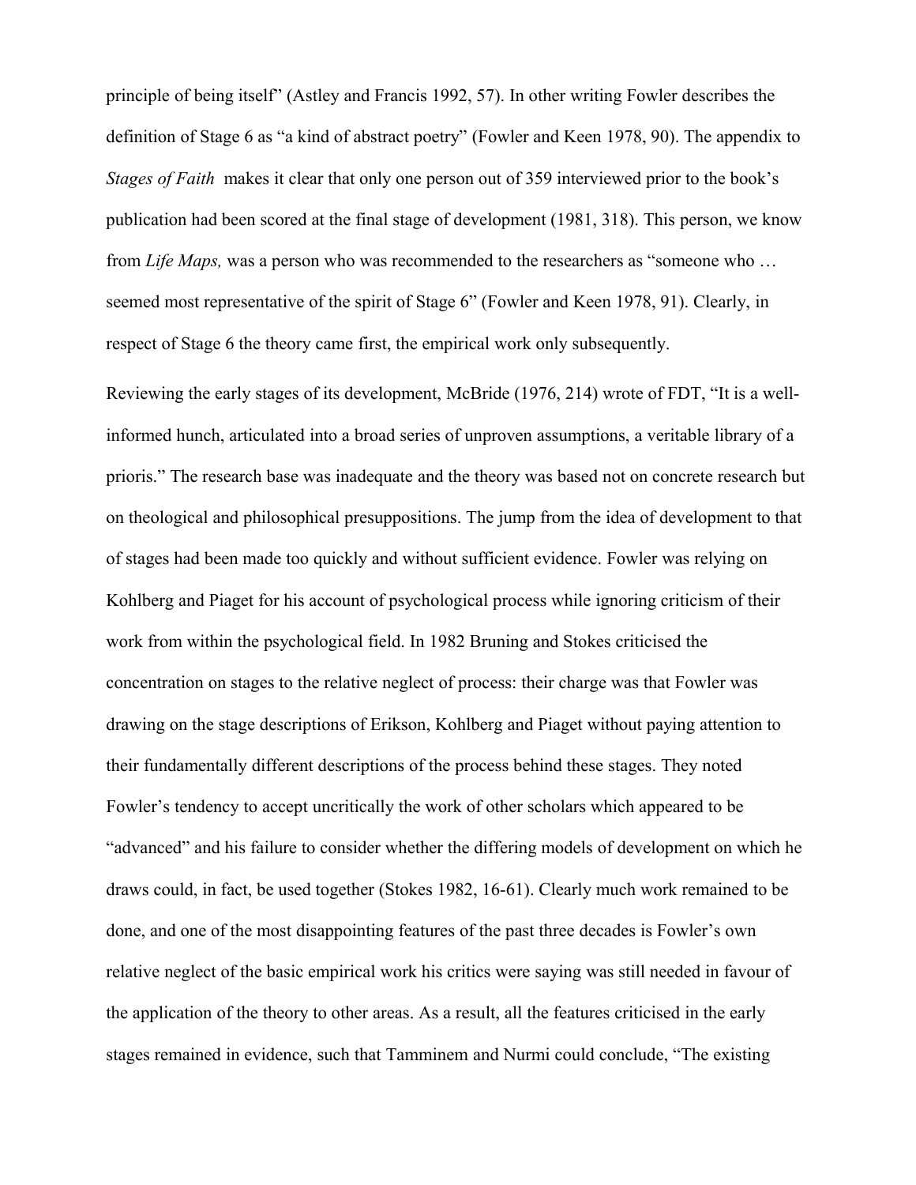principle of being itself" (Astley and Francis 1992, 57). In other writing Fowler describes the definition of Stage 6 as "a kind of abstract poetry" (Fowler and Keen 1978, 90). The appendix to *Stages of Faith* makes it clear that only one person out of 359 interviewed prior to the book's publication had been scored at the final stage of development (1981, 318). This person, we know from *Life Maps,* was a person who was recommended to the researchers as "someone who … seemed most representative of the spirit of Stage 6" (Fowler and Keen 1978, 91). Clearly, in respect of Stage 6 the theory came first, the empirical work only subsequently.

Reviewing the early stages of its development, McBride (1976, 214) wrote of FDT, "It is a well-informed hunch, articulated into a broad series of unproven assumptions, a veritable library of a prioris." The research base was inadequate and the theory was based not on concrete research but on theological and philosophical presuppositions. The jump from the idea of development to that of stages had been made too quickly and without sufficient evidence. Fowler was relying on Kohlberg and Piaget for his account of psychological process while ignoring criticism of their work from within the psychological field. In 1982 Bruning and Stokes criticised the concentration on stages to the relative neglect of process: their charge was that Fowler was drawing on the stage descriptions of Erikson, Kohlberg and Piaget without paying attention to their fundamentally different descriptions of the process behind these stages. They noted Fowler's tendency to accept uncritically the work of other scholars which appeared to be "advanced" and his failure to consider whether the differing models of development on which he draws could, in fact, be used together (Stokes 1982, 16-61). Clearly much work remained to be done, and one of the most disappointing features of the past three decades is Fowler's own relative neglect of the basic empirical work his critics were saying was still needed in favour of the application of the theory to other areas. As a result, all the features criticised in the early stages remained in evidence, such that Tamminem and Nurmi could conclude, "The existing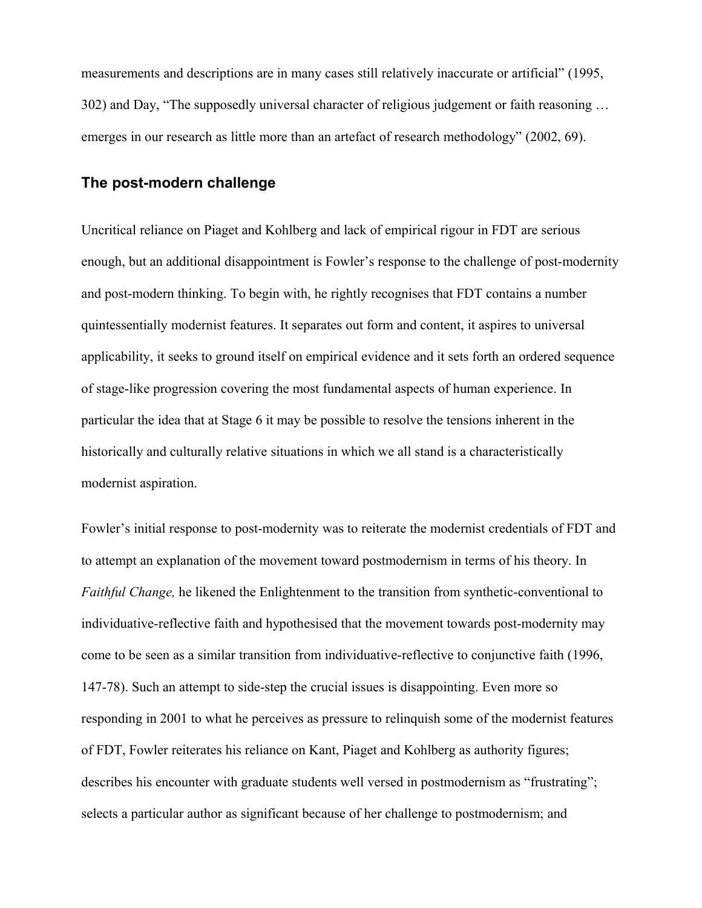measurements and descriptions are in many cases still relatively inaccurate or artificial" (1995, 302) and Day, "The supposedly universal character of religious judgement or faith reasoning … emerges in our research as little more than an artefact of research methodology" (2002, 69).

## The post-modern challenge

Uncritical reliance on Piaget and Kohlberg and lack of empirical rigour in FDT are serious enough, but an additional disappointment is Fowler's response to the challenge of post-modernity and post-modern thinking. To begin with, he rightly recognises that FDT contains a number quintessentially modernist features. It separates out form and content, it aspires to universal applicability, it seeks to ground itself on empirical evidence and it sets forth an ordered sequence of stage-like progression covering the most fundamental aspects of human experience. In particular the idea that at Stage 6 it may be possible to resolve the tensions inherent in the historically and culturally relative situations in which we all stand is a characteristically modernist aspiration.

Fowler's initial response to post-modernity was to reiterate the modernist credentials of FDT and to attempt an explanation of the movement toward postmodernism in terms of his theory. In *Faithful Change,* he likened the Enlightenment to the transition from synthetic-conventional to individuative-reflective faith and hypothesised that the movement towards post-modernity may come to be seen as a similar transition from individuative-reflective to conjunctive faith (1996, 147-78). Such an attempt to side-step the crucial issues is disappointing. Even more so responding in 2001 to what he perceives as pressure to relinquish some of the modernist features of FDT, Fowler reiterates his reliance on Kant, Piaget and Kohlberg as authority figures; describes his encounter with graduate students well versed in postmodernism as "frustrating"; selects a particular author as significant because of her challenge to postmodernism; and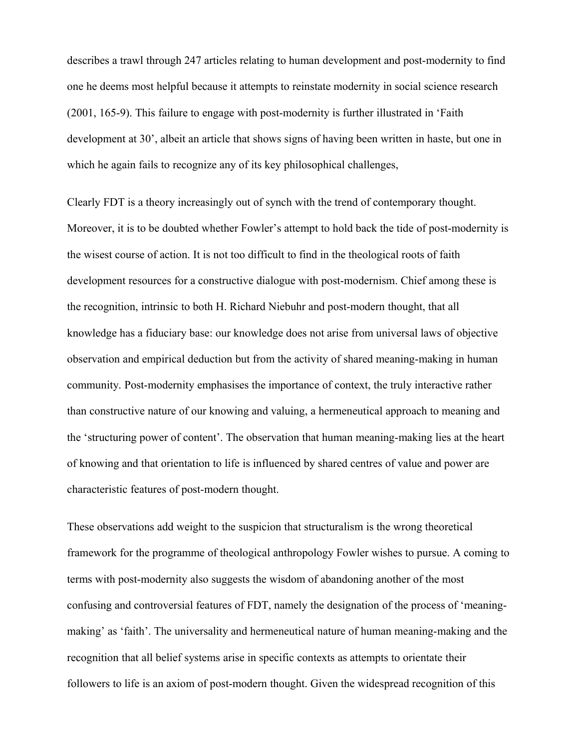describes a trawl through 247 articles relating to human development and post-modernity to find one he deems most helpful because it attempts to reinstate modernity in social science research (2001, 165-9). This failure to engage with post-modernity is further illustrated in 'Faith development at 30', albeit an article that shows signs of having been written in haste, but one in which he again fails to recognize any of its key philosophical challenges,

Clearly FDT is a theory increasingly out of synch with the trend of contemporary thought. Moreover, it is to be doubted whether Fowler's attempt to hold back the tide of post-modernity is the wisest course of action. It is not too difficult to find in the theological roots of faith development resources for a constructive dialogue with post-modernism. Chief among these is the recognition, intrinsic to both H. Richard Niebuhr and post-modern thought, that all knowledge has a fiduciary base: our knowledge does not arise from universal laws of objective observation and empirical deduction but from the activity of shared meaning-making in human community. Post-modernity emphasises the importance of context, the truly interactive rather than constructive nature of our knowing and valuing, a hermeneutical approach to meaning and the 'structuring power of content'. The observation that human meaning-making lies at the heart of knowing and that orientation to life is influenced by shared centres of value and power are characteristic features of post-modern thought.

These observations add weight to the suspicion that structuralism is the wrong theoretical framework for the programme of theological anthropology Fowler wishes to pursue. A coming to terms with post-modernity also suggests the wisdom of abandoning another of the most confusing and controversial features of FDT, namely the designation of the process of 'meaning-making' as 'faith'. The universality and hermeneutical nature of human meaning-making and the recognition that all belief systems arise in specific contexts as attempts to orientate their followers to life is an axiom of post-modern thought. Given the widespread recognition of this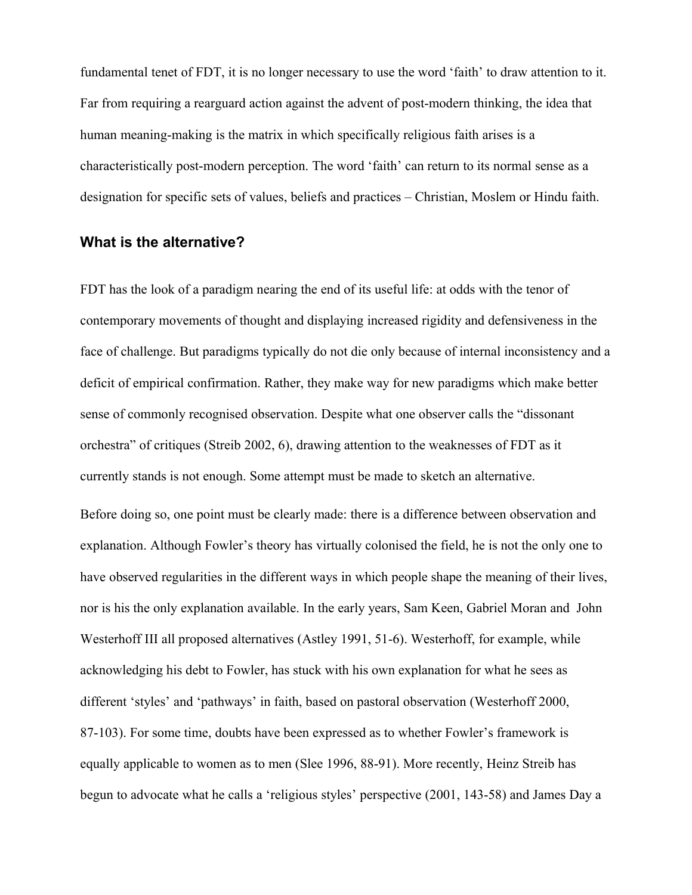fundamental tenet of FDT, it is no longer necessary to use the word 'faith' to draw attention to it. Far from requiring a rearguard action against the advent of post-modern thinking, the idea that human meaning-making is the matrix in which specifically religious faith arises is a characteristically post-modern perception. The word 'faith' can return to its normal sense as a designation for specific sets of values, beliefs and practices – Christian, Moslem or Hindu faith.

## What is the alternative?

FDT has the look of a paradigm nearing the end of its useful life: at odds with the tenor of contemporary movements of thought and displaying increased rigidity and defensiveness in the face of challenge. But paradigms typically do not die only because of internal inconsistency and a deficit of empirical confirmation. Rather, they make way for new paradigms which make better sense of commonly recognised observation. Despite what one observer calls the "dissonant orchestra" of critiques (Streib 2002, 6), drawing attention to the weaknesses of FDT as it currently stands is not enough. Some attempt must be made to sketch an alternative.

Before doing so, one point must be clearly made: there is a difference between observation and explanation. Although Fowler's theory has virtually colonised the field, he is not the only one to have observed regularities in the different ways in which people shape the meaning of their lives, nor is his the only explanation available. In the early years, Sam Keen, Gabriel Moran and John Westerhoff III all proposed alternatives (Astley 1991, 51-6). Westerhoff, for example, while acknowledging his debt to Fowler, has stuck with his own explanation for what he sees as different 'styles' and 'pathways' in faith, based on pastoral observation (Westerhoff 2000, 87-103). For some time, doubts have been expressed as to whether Fowler's framework is equally applicable to women as to men (Slee 1996, 88-91). More recently, Heinz Streib has begun to advocate what he calls a 'religious styles' perspective (2001, 143-58) and James Day a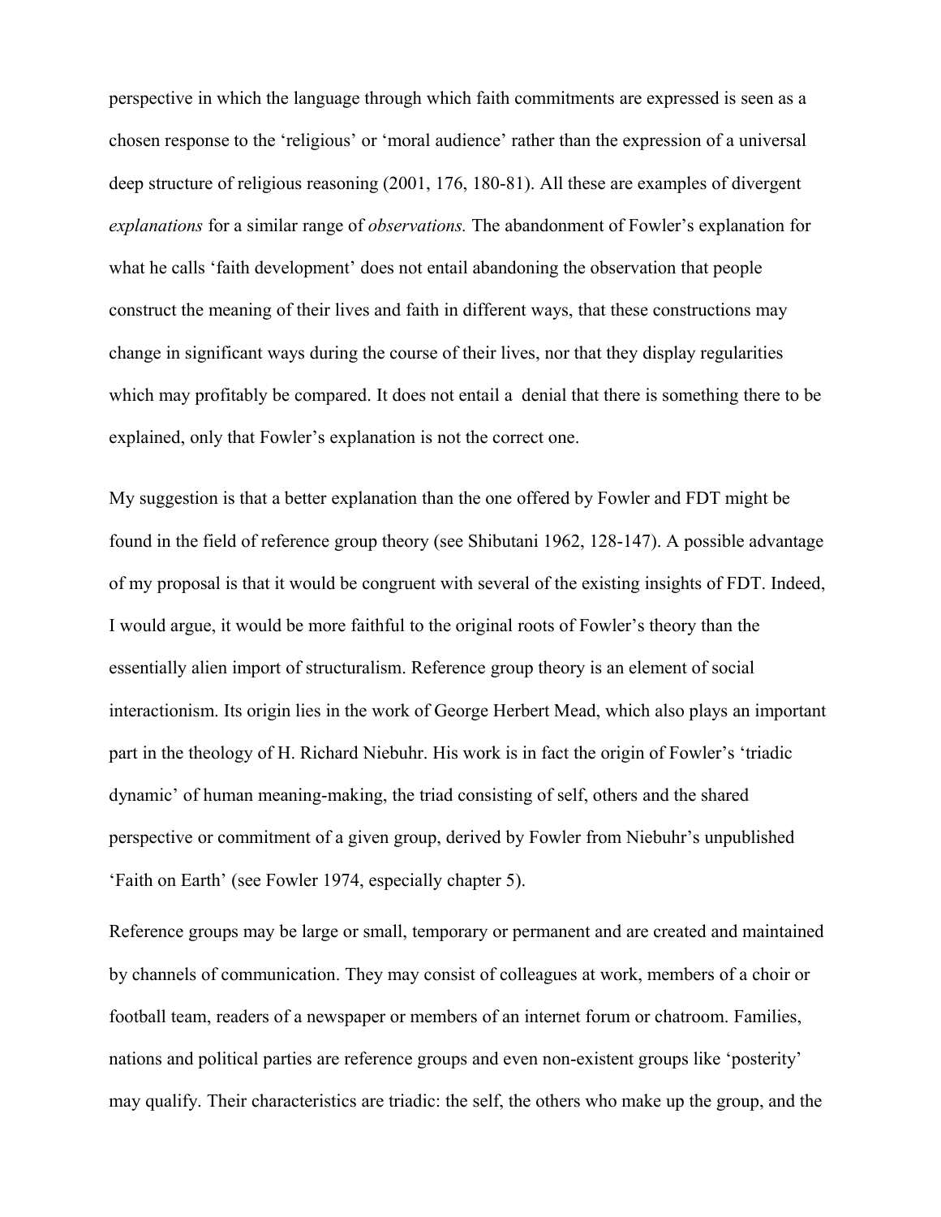perspective in which the language through which faith commitments are expressed is seen as a chosen response to the 'religious' or 'moral audience' rather than the expression of a universal deep structure of religious reasoning (2001, 176, 180-81). All these are examples of divergent *explanations* for a similar range of *observations.* The abandonment of Fowler's explanation for what he calls 'faith development' does not entail abandoning the observation that people construct the meaning of their lives and faith in different ways, that these constructions may change in significant ways during the course of their lives, nor that they display regularities which may profitably be compared. It does not entail a denial that there is something there to be explained, only that Fowler's explanation is not the correct one.

My suggestion is that a better explanation than the one offered by Fowler and FDT might be found in the field of reference group theory (see Shibutani 1962, 128-147). A possible advantage of my proposal is that it would be congruent with several of the existing insights of FDT. Indeed, I would argue, it would be more faithful to the original roots of Fowler's theory than the essentially alien import of structuralism. Reference group theory is an element of social interactionism. Its origin lies in the work of George Herbert Mead, which also plays an important part in the theology of H. Richard Niebuhr. His work is in fact the origin of Fowler's 'triadic dynamic' of human meaning-making, the triad consisting of self, others and the shared perspective or commitment of a given group, derived by Fowler from Niebuhr's unpublished 'Faith on Earth' (see Fowler 1974, especially chapter 5).

Reference groups may be large or small, temporary or permanent and are created and maintained by channels of communication. They may consist of colleagues at work, members of a choir or football team, readers of a newspaper or members of an internet forum or chatroom. Families, nations and political parties are reference groups and even non-existent groups like 'posterity' may qualify. Their characteristics are triadic: the self, the others who make up the group, and the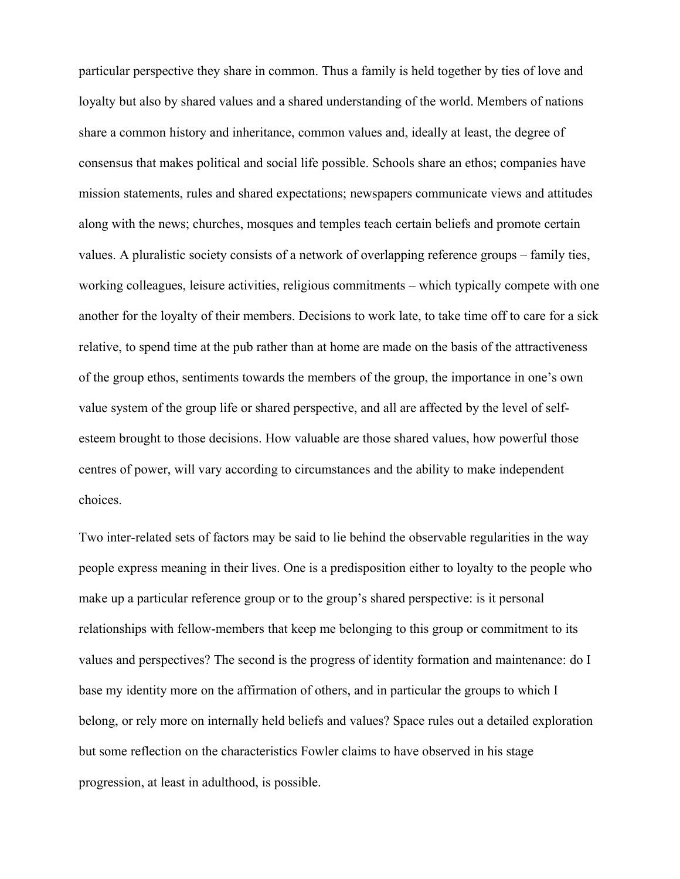particular perspective they share in common. Thus a family is held together by ties of love and loyalty but also by shared values and a shared understanding of the world. Members of nations share a common history and inheritance, common values and, ideally at least, the degree of consensus that makes political and social life possible. Schools share an ethos; companies have mission statements, rules and shared expectations; newspapers communicate views and attitudes along with the news; churches, mosques and temples teach certain beliefs and promote certain values. A pluralistic society consists of a network of overlapping reference groups – family ties, working colleagues, leisure activities, religious commitments – which typically compete with one another for the loyalty of their members. Decisions to work late, to take time off to care for a sick relative, to spend time at the pub rather than at home are made on the basis of the attractiveness of the group ethos, sentiments towards the members of the group, the importance in one's own value system of the group life or shared perspective, and all are affected by the level of self-esteem brought to those decisions. How valuable are those shared values, how powerful those centres of power, will vary according to circumstances and the ability to make independent choices.

Two inter-related sets of factors may be said to lie behind the observable regularities in the way people express meaning in their lives. One is a predisposition either to loyalty to the people who make up a particular reference group or to the group's shared perspective: is it personal relationships with fellow-members that keep me belonging to this group or commitment to its values and perspectives? The second is the progress of identity formation and maintenance: do I base my identity more on the affirmation of others, and in particular the groups to which I belong, or rely more on internally held beliefs and values? Space rules out a detailed exploration but some reflection on the characteristics Fowler claims to have observed in his stage progression, at least in adulthood, is possible.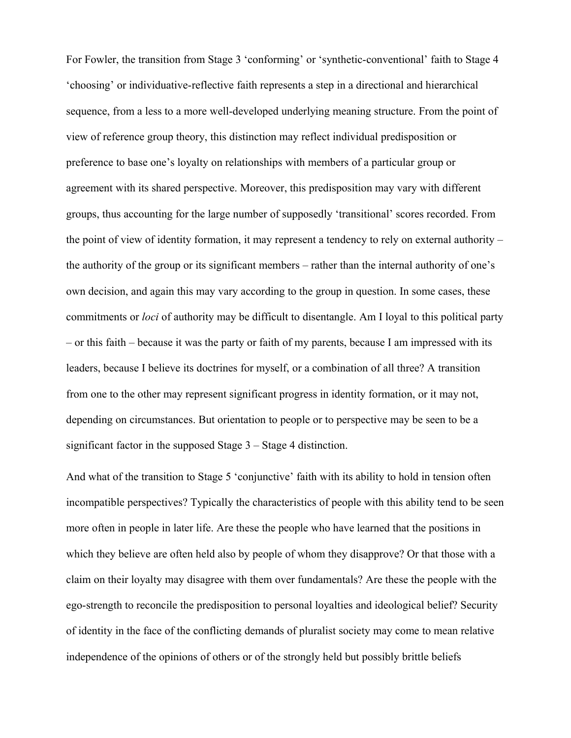For Fowler, the transition from Stage 3 ‘conforming’ or ‘synthetic-conventional’ faith to Stage 4 ‘choosing’ or individuative-reflective faith represents a step in a directional and hierarchical sequence, from a less to a more well-developed underlying meaning structure. From the point of view of reference group theory, this distinction may reflect individual predisposition or preference to base one’s loyalty on relationships with members of a particular group or agreement with its shared perspective. Moreover, this predisposition may vary with different groups, thus accounting for the large number of supposedly ‘transitional’ scores recorded. From the point of view of identity formation, it may represent a tendency to rely on external authority – the authority of the group or its significant members – rather than the internal authority of one’s own decision, and again this may vary according to the group in question. In some cases, these commitments or *loci* of authority may be difficult to disentangle. Am I loyal to this political party – or this faith – because it was the party or faith of my parents, because I am impressed with its leaders, because I believe its doctrines for myself, or a combination of all three? A transition from one to the other may represent significant progress in identity formation, or it may not, depending on circumstances. But orientation to people or to perspective may be seen to be a significant factor in the supposed Stage 3 – Stage 4 distinction.

And what of the transition to Stage 5 ‘conjunctive’ faith with its ability to hold in tension often incompatible perspectives? Typically the characteristics of people with this ability tend to be seen more often in people in later life. Are these the people who have learned that the positions in which they believe are often held also by people of whom they disapprove? Or that those with a claim on their loyalty may disagree with them over fundamentals? Are these the people with the ego-strength to reconcile the predisposition to personal loyalties and ideological belief? Security of identity in the face of the conflicting demands of pluralist society may come to mean relative independence of the opinions of others or of the strongly held but possibly brittle beliefs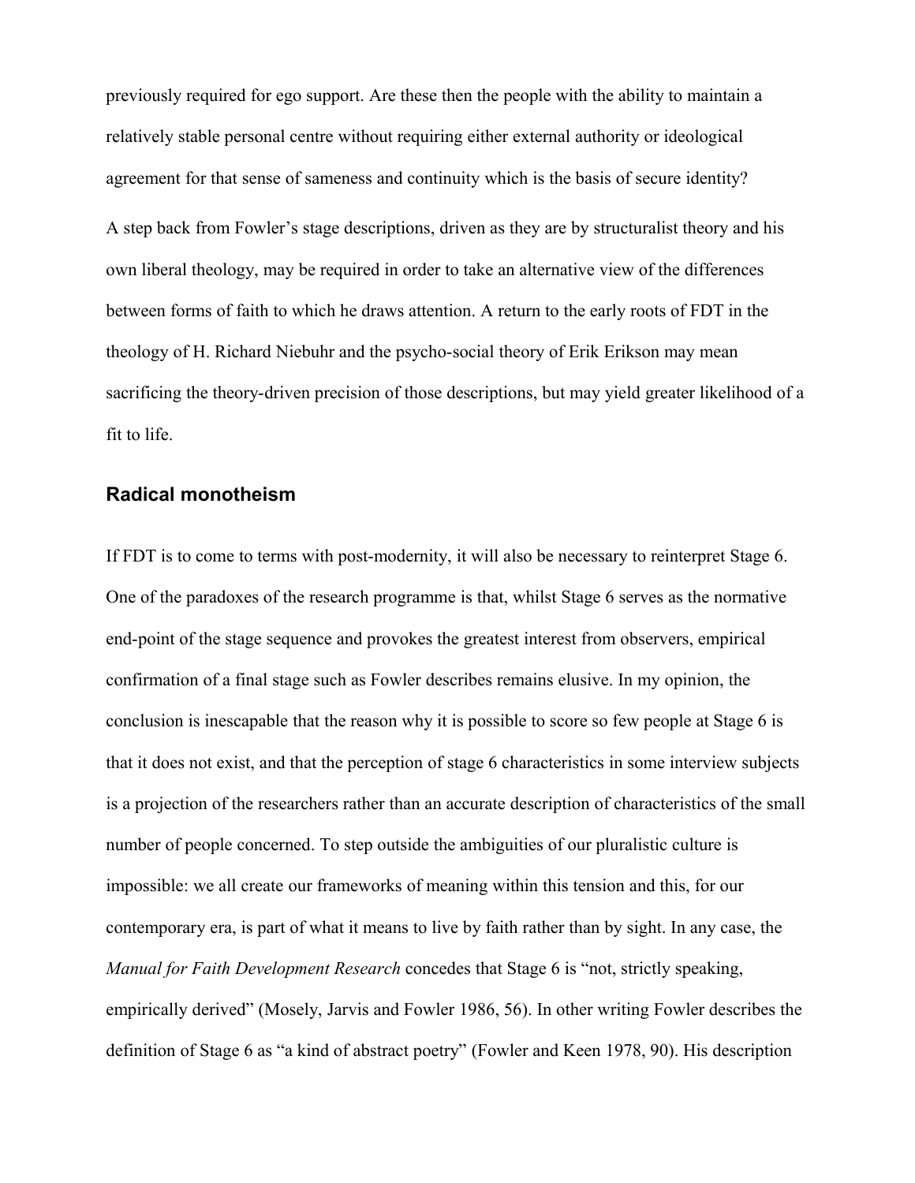previously required for ego support. Are these then the people with the ability to maintain a relatively stable personal centre without requiring either external authority or ideological agreement for that sense of sameness and continuity which is the basis of secure identity?

A step back from Fowler's stage descriptions, driven as they are by structuralist theory and his own liberal theology, may be required in order to take an alternative view of the differences between forms of faith to which he draws attention. A return to the early roots of FDT in the theology of H. Richard Niebuhr and the psycho-social theory of Erik Erikson may mean sacrificing the theory-driven precision of those descriptions, but may yield greater likelihood of a fit to life.

## Radical monotheism

If FDT is to come to terms with post-modernity, it will also be necessary to reinterpret Stage 6. One of the paradoxes of the research programme is that, whilst Stage 6 serves as the normative end-point of the stage sequence and provokes the greatest interest from observers, empirical confirmation of a final stage such as Fowler describes remains elusive. In my opinion, the conclusion is inescapable that the reason why it is possible to score so few people at Stage 6 is that it does not exist, and that the perception of stage 6 characteristics in some interview subjects is a projection of the researchers rather than an accurate description of characteristics of the small number of people concerned. To step outside the ambiguities of our pluralistic culture is impossible: we all create our frameworks of meaning within this tension and this, for our contemporary era, is part of what it means to live by faith rather than by sight. In any case, the *Manual for Faith Development Research* concedes that Stage 6 is "not, strictly speaking, empirically derived" (Mosely, Jarvis and Fowler 1986, 56). In other writing Fowler describes the definition of Stage 6 as "a kind of abstract poetry" (Fowler and Keen 1978, 90). His description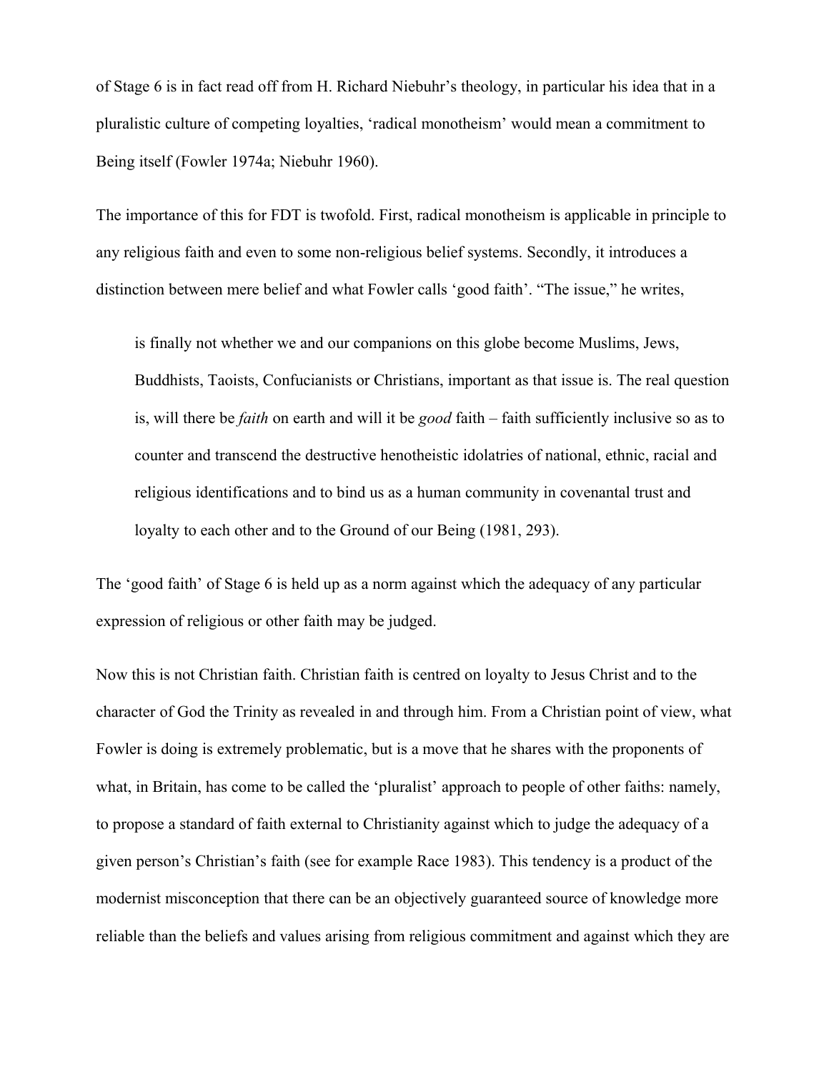of Stage 6 is in fact read off from H. Richard Niebuhr's theology, in particular his idea that in a pluralistic culture of competing loyalties, 'radical monotheism' would mean a commitment to Being itself (Fowler 1974a; Niebuhr 1960).

The importance of this for FDT is twofold. First, radical monotheism is applicable in principle to any religious faith and even to some non-religious belief systems. Secondly, it introduces a distinction between mere belief and what Fowler calls 'good faith'. "The issue," he writes,

> is finally not whether we and our companions on this globe become Muslims, Jews, Buddhists, Taoists, Confucianists or Christians, important as that issue is. The real question is, will there be *faith* on earth and will it be *good* faith – faith sufficiently inclusive so as to counter and transcend the destructive henotheistic idolatries of national, ethnic, racial and religious identifications and to bind us as a human community in covenantal trust and loyalty to each other and to the Ground of our Being (1981, 293).

The 'good faith' of Stage 6 is held up as a norm against which the adequacy of any particular expression of religious or other faith may be judged.

Now this is not Christian faith. Christian faith is centred on loyalty to Jesus Christ and to the character of God the Trinity as revealed in and through him. From a Christian point of view, what Fowler is doing is extremely problematic, but is a move that he shares with the proponents of what, in Britain, has come to be called the 'pluralist' approach to people of other faiths: namely, to propose a standard of faith external to Christianity against which to judge the adequacy of a given person's Christian's faith (see for example Race 1983). This tendency is a product of the modernist misconception that there can be an objectively guaranteed source of knowledge more reliable than the beliefs and values arising from religious commitment and against which they are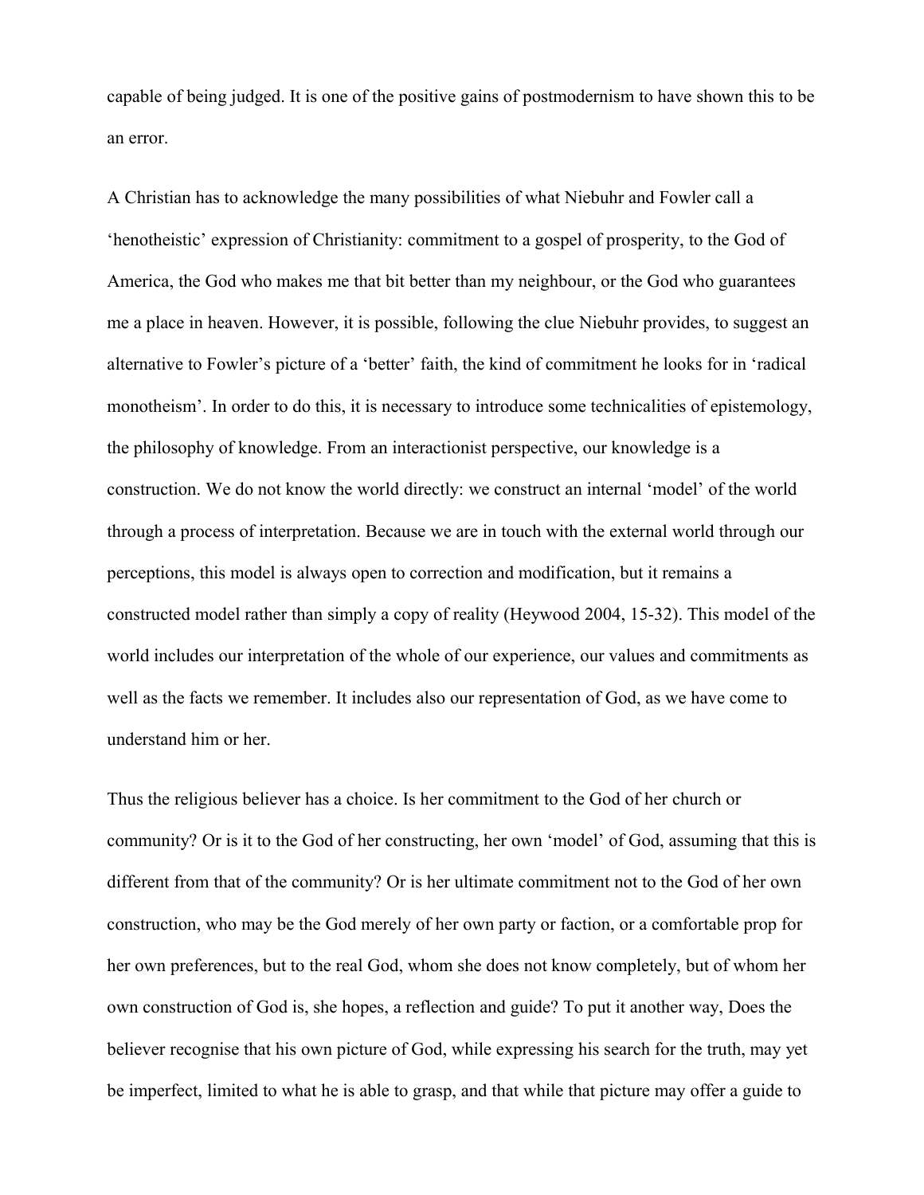capable of being judged. It is one of the positive gains of postmodernism to have shown this to be an error.

A Christian has to acknowledge the many possibilities of what Niebuhr and Fowler call a 'henotheistic' expression of Christianity: commitment to a gospel of prosperity, to the God of America, the God who makes me that bit better than my neighbour, or the God who guarantees me a place in heaven. However, it is possible, following the clue Niebuhr provides, to suggest an alternative to Fowler's picture of a 'better' faith, the kind of commitment he looks for in 'radical monotheism'. In order to do this, it is necessary to introduce some technicalities of epistemology, the philosophy of knowledge. From an interactionist perspective, our knowledge is a construction. We do not know the world directly: we construct an internal 'model' of the world through a process of interpretation. Because we are in touch with the external world through our perceptions, this model is always open to correction and modification, but it remains a constructed model rather than simply a copy of reality (Heywood 2004, 15-32). This model of the world includes our interpretation of the whole of our experience, our values and commitments as well as the facts we remember. It includes also our representation of God, as we have come to understand him or her.

Thus the religious believer has a choice. Is her commitment to the God of her church or community? Or is it to the God of her constructing, her own 'model' of God, assuming that this is different from that of the community? Or is her ultimate commitment not to the God of her own construction, who may be the God merely of her own party or faction, or a comfortable prop for her own preferences, but to the real God, whom she does not know completely, but of whom her own construction of God is, she hopes, a reflection and guide? To put it another way, Does the believer recognise that his own picture of God, while expressing his search for the truth, may yet be imperfect, limited to what he is able to grasp, and that while that picture may offer a guide to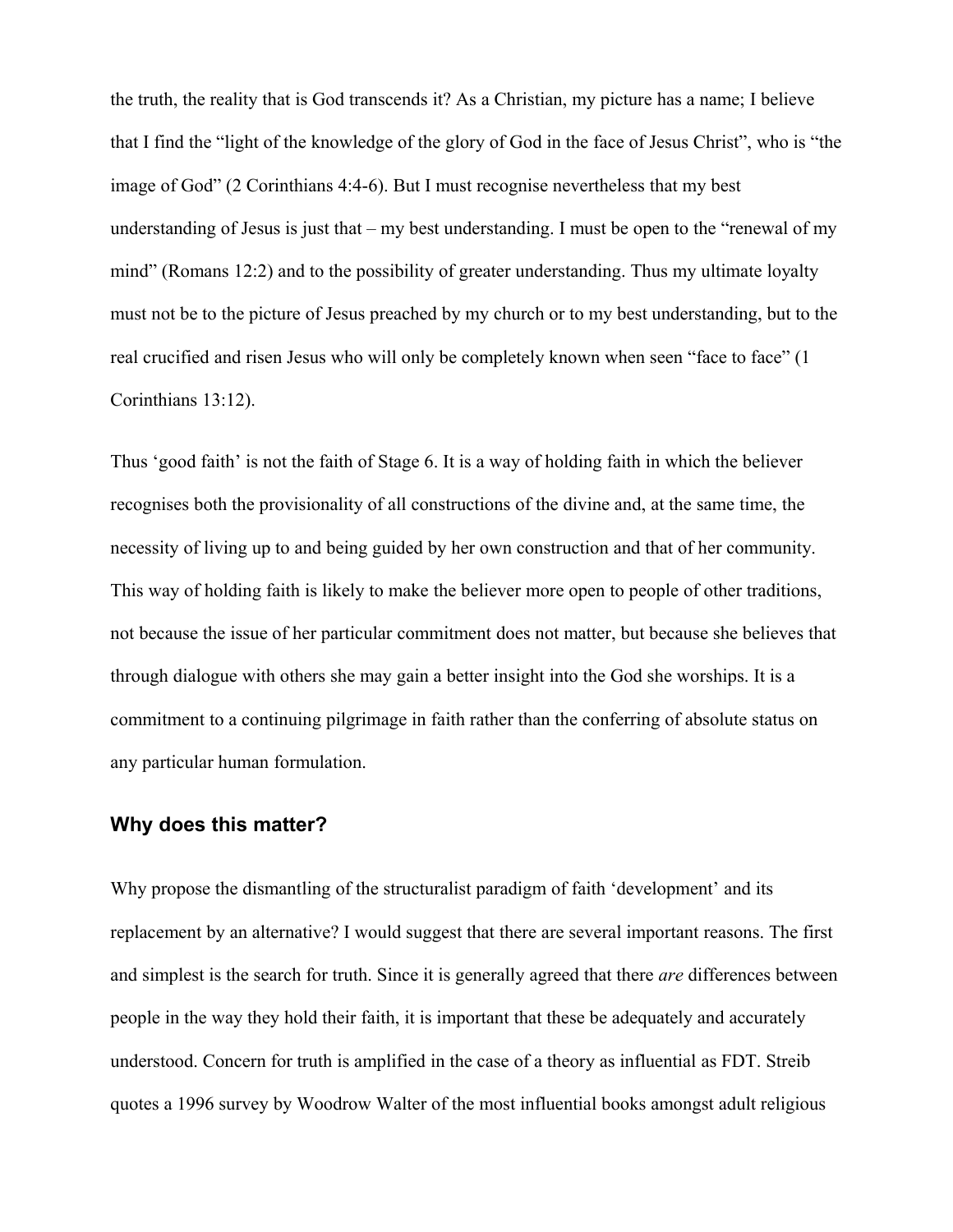the truth, the reality that is God transcends it? As a Christian, my picture has a name; I believe that I find the "light of the knowledge of the glory of God in the face of Jesus Christ", who is "the image of God" (2 Corinthians 4:4-6). But I must recognise nevertheless that my best understanding of Jesus is just that – my best understanding. I must be open to the "renewal of my mind" (Romans 12:2) and to the possibility of greater understanding. Thus my ultimate loyalty must not be to the picture of Jesus preached by my church or to my best understanding, but to the real crucified and risen Jesus who will only be completely known when seen "face to face" (1 Corinthians 13:12).

Thus 'good faith' is not the faith of Stage 6. It is a way of holding faith in which the believer recognises both the provisionality of all constructions of the divine and, at the same time, the necessity of living up to and being guided by her own construction and that of her community. This way of holding faith is likely to make the believer more open to people of other traditions, not because the issue of her particular commitment does not matter, but because she believes that through dialogue with others she may gain a better insight into the God she worships. It is a commitment to a continuing pilgrimage in faith rather than the conferring of absolute status on any particular human formulation.

## Why does this matter?

Why propose the dismantling of the structuralist paradigm of faith 'development' and its replacement by an alternative? I would suggest that there are several important reasons. The first and simplest is the search for truth. Since it is generally agreed that there *are* differences between people in the way they hold their faith, it is important that these be adequately and accurately understood. Concern for truth is amplified in the case of a theory as influential as FDT. Streib quotes a 1996 survey by Woodrow Walter of the most influential books amongst adult religious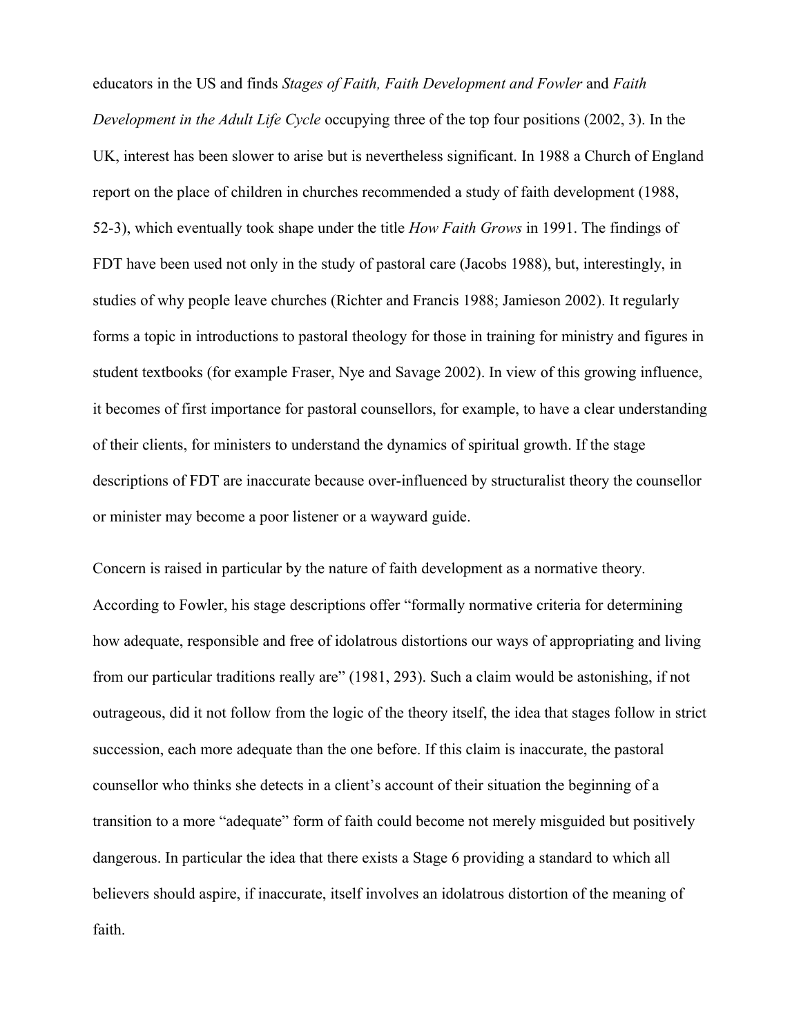educators in the US and finds *Stages of Faith, Faith Development and Fowler* and *Faith Development in the Adult Life Cycle* occupying three of the top four positions (2002, 3). In the UK, interest has been slower to arise but is nevertheless significant. In 1988 a Church of England report on the place of children in churches recommended a study of faith development (1988, 52-3), which eventually took shape under the title *How Faith Grows* in 1991. The findings of FDT have been used not only in the study of pastoral care (Jacobs 1988), but, interestingly, in studies of why people leave churches (Richter and Francis 1988; Jamieson 2002). It regularly forms a topic in introductions to pastoral theology for those in training for ministry and figures in student textbooks (for example Fraser, Nye and Savage 2002). In view of this growing influence, it becomes of first importance for pastoral counsellors, for example, to have a clear understanding of their clients, for ministers to understand the dynamics of spiritual growth. If the stage descriptions of FDT are inaccurate because over-influenced by structuralist theory the counsellor or minister may become a poor listener or a wayward guide.

Concern is raised in particular by the nature of faith development as a normative theory. According to Fowler, his stage descriptions offer "formally normative criteria for determining how adequate, responsible and free of idolatrous distortions our ways of appropriating and living from our particular traditions really are" (1981, 293). Such a claim would be astonishing, if not outrageous, did it not follow from the logic of the theory itself, the idea that stages follow in strict succession, each more adequate than the one before. If this claim is inaccurate, the pastoral counsellor who thinks she detects in a client's account of their situation the beginning of a transition to a more "adequate" form of faith could become not merely misguided but positively dangerous. In particular the idea that there exists a Stage 6 providing a standard to which all believers should aspire, if inaccurate, itself involves an idolatrous distortion of the meaning of faith.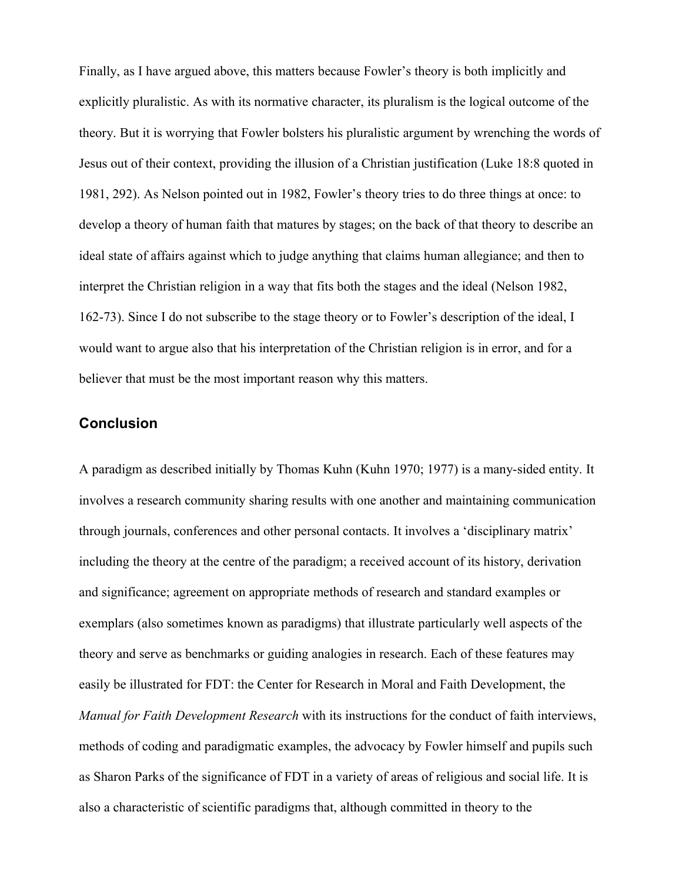Finally, as I have argued above, this matters because Fowler's theory is both implicitly and explicitly pluralistic. As with its normative character, its pluralism is the logical outcome of the theory. But it is worrying that Fowler bolsters his pluralistic argument by wrenching the words of Jesus out of their context, providing the illusion of a Christian justification (Luke 18:8 quoted in 1981, 292). As Nelson pointed out in 1982, Fowler's theory tries to do three things at once: to develop a theory of human faith that matures by stages; on the back of that theory to describe an ideal state of affairs against which to judge anything that claims human allegiance; and then to interpret the Christian religion in a way that fits both the stages and the ideal (Nelson 1982, 162-73). Since I do not subscribe to the stage theory or to Fowler's description of the ideal, I would want to argue also that his interpretation of the Christian religion is in error, and for a believer that must be the most important reason why this matters.

## Conclusion

A paradigm as described initially by Thomas Kuhn (Kuhn 1970; 1977) is a many-sided entity. It involves a research community sharing results with one another and maintaining communication through journals, conferences and other personal contacts. It involves a 'disciplinary matrix' including the theory at the centre of the paradigm; a received account of its history, derivation and significance; agreement on appropriate methods of research and standard examples or exemplars (also sometimes known as paradigms) that illustrate particularly well aspects of the theory and serve as benchmarks or guiding analogies in research. Each of these features may easily be illustrated for FDT: the Center for Research in Moral and Faith Development, the *Manual for Faith Development Research* with its instructions for the conduct of faith interviews, methods of coding and paradigmatic examples, the advocacy by Fowler himself and pupils such as Sharon Parks of the significance of FDT in a variety of areas of religious and social life. It is also a characteristic of scientific paradigms that, although committed in theory to the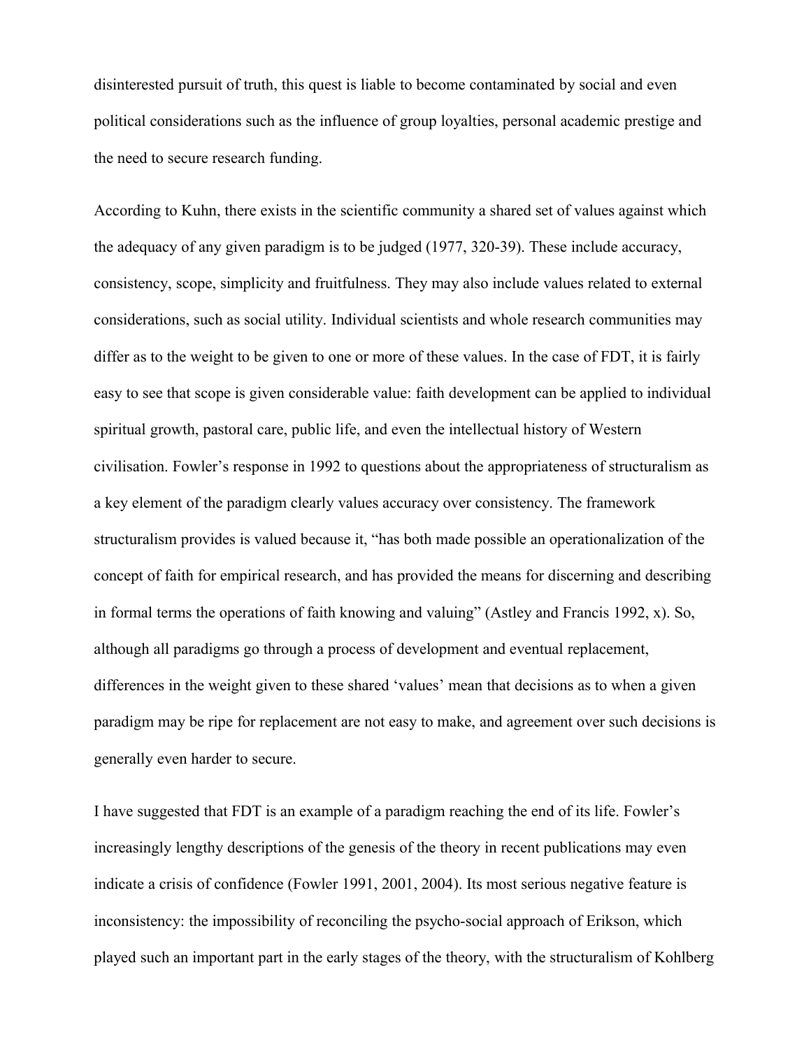disinterested pursuit of truth, this quest is liable to become contaminated by social and even political considerations such as the influence of group loyalties, personal academic prestige and the need to secure research funding.

According to Kuhn, there exists in the scientific community a shared set of values against which the adequacy of any given paradigm is to be judged (1977, 320-39). These include accuracy, consistency, scope, simplicity and fruitfulness. They may also include values related to external considerations, such as social utility. Individual scientists and whole research communities may differ as to the weight to be given to one or more of these values. In the case of FDT, it is fairly easy to see that scope is given considerable value: faith development can be applied to individual spiritual growth, pastoral care, public life, and even the intellectual history of Western civilisation. Fowler's response in 1992 to questions about the appropriateness of structuralism as a key element of the paradigm clearly values accuracy over consistency. The framework structuralism provides is valued because it, "has both made possible an operationalization of the concept of faith for empirical research, and has provided the means for discerning and describing in formal terms the operations of faith knowing and valuing" (Astley and Francis 1992, x). So, although all paradigms go through a process of development and eventual replacement, differences in the weight given to these shared 'values' mean that decisions as to when a given paradigm may be ripe for replacement are not easy to make, and agreement over such decisions is generally even harder to secure.

I have suggested that FDT is an example of a paradigm reaching the end of its life. Fowler's increasingly lengthy descriptions of the genesis of the theory in recent publications may even indicate a crisis of confidence (Fowler 1991, 2001, 2004). Its most serious negative feature is inconsistency: the impossibility of reconciling the psycho-social approach of Erikson, which played such an important part in the early stages of the theory, with the structuralism of Kohlberg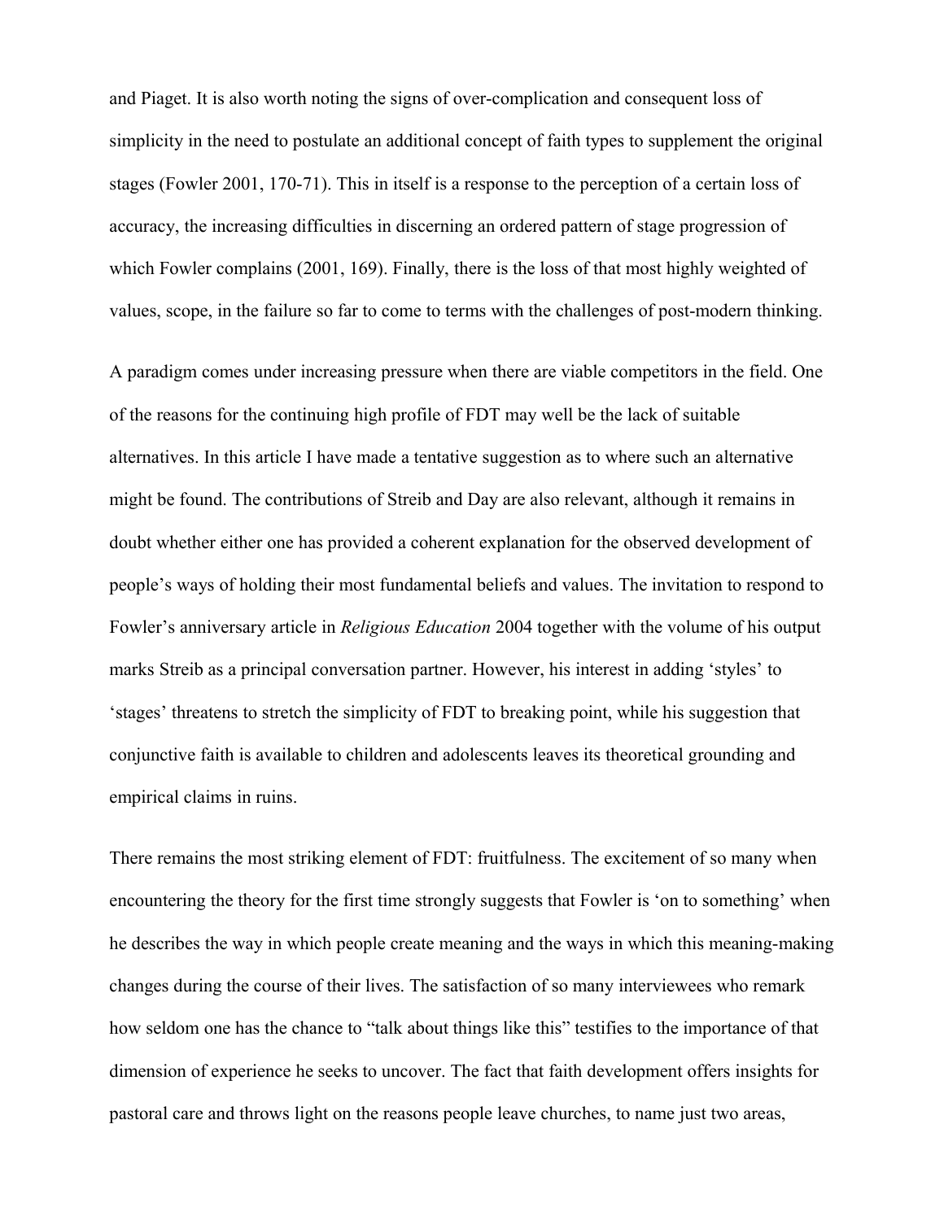and Piaget. It is also worth noting the signs of over-complication and consequent loss of simplicity in the need to postulate an additional concept of faith types to supplement the original stages (Fowler 2001, 170-71). This in itself is a response to the perception of a certain loss of accuracy, the increasing difficulties in discerning an ordered pattern of stage progression of which Fowler complains (2001, 169). Finally, there is the loss of that most highly weighted of values, scope, in the failure so far to come to terms with the challenges of post-modern thinking.

A paradigm comes under increasing pressure when there are viable competitors in the field. One of the reasons for the continuing high profile of FDT may well be the lack of suitable alternatives. In this article I have made a tentative suggestion as to where such an alternative might be found. The contributions of Streib and Day are also relevant, although it remains in doubt whether either one has provided a coherent explanation for the observed development of people's ways of holding their most fundamental beliefs and values. The invitation to respond to Fowler's anniversary article in *Religious Education* 2004 together with the volume of his output marks Streib as a principal conversation partner. However, his interest in adding 'styles' to 'stages' threatens to stretch the simplicity of FDT to breaking point, while his suggestion that conjunctive faith is available to children and adolescents leaves its theoretical grounding and empirical claims in ruins.

There remains the most striking element of FDT: fruitfulness. The excitement of so many when encountering the theory for the first time strongly suggests that Fowler is 'on to something' when he describes the way in which people create meaning and the ways in which this meaning-making changes during the course of their lives. The satisfaction of so many interviewees who remark how seldom one has the chance to "talk about things like this" testifies to the importance of that dimension of experience he seeks to uncover. The fact that faith development offers insights for pastoral care and throws light on the reasons people leave churches, to name just two areas,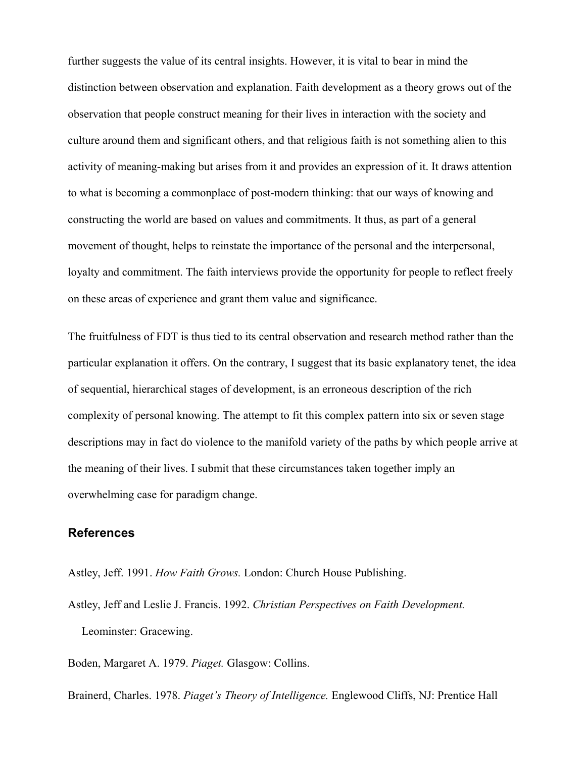further suggests the value of its central insights. However, it is vital to bear in mind the distinction between observation and explanation. Faith development as a theory grows out of the observation that people construct meaning for their lives in interaction with the society and culture around them and significant others, and that religious faith is not something alien to this activity of meaning-making but arises from it and provides an expression of it. It draws attention to what is becoming a commonplace of post-modern thinking: that our ways of knowing and constructing the world are based on values and commitments. It thus, as part of a general movement of thought, helps to reinstate the importance of the personal and the interpersonal, loyalty and commitment. The faith interviews provide the opportunity for people to reflect freely on these areas of experience and grant them value and significance.

The fruitfulness of FDT is thus tied to its central observation and research method rather than the particular explanation it offers. On the contrary, I suggest that its basic explanatory tenet, the idea of sequential, hierarchical stages of development, is an erroneous description of the rich complexity of personal knowing. The attempt to fit this complex pattern into six or seven stage descriptions may in fact do violence to the manifold variety of the paths by which people arrive at the meaning of their lives. I submit that these circumstances taken together imply an overwhelming case for paradigm change.

## References

Astley, Jeff. 1991. *How Faith Grows.* London: Church House Publishing.

Astley, Jeff and Leslie J. Francis. 1992. *Christian Perspectives on Faith Development.* Leominster: Gracewing.

Boden, Margaret A. 1979. *Piaget.* Glasgow: Collins.

Brainerd, Charles. 1978. *Piaget's Theory of Intelligence.* Englewood Cliffs, NJ: Prentice Hall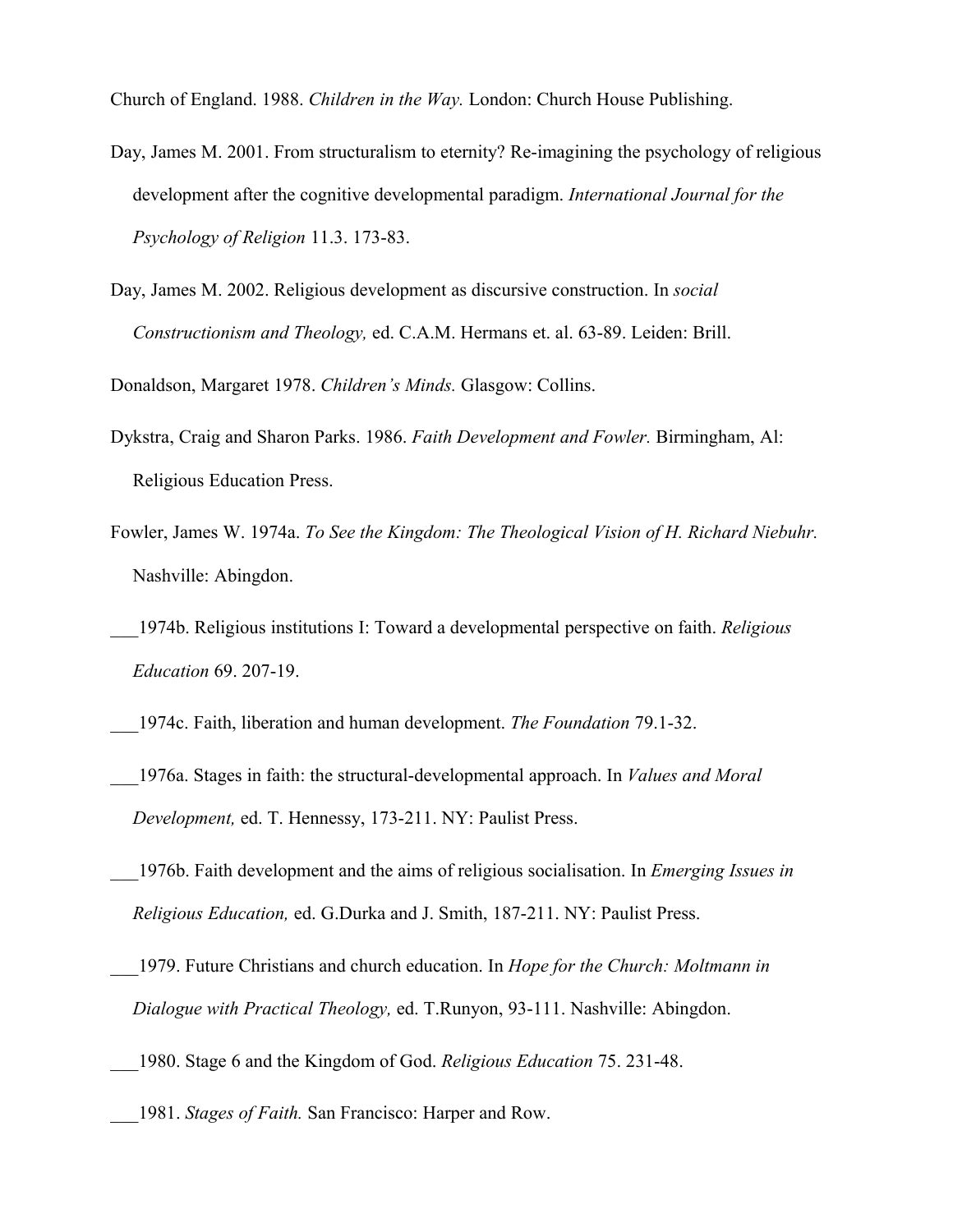Church of England. 1988. *Children in the Way.* London: Church House Publishing.

Day, James M. 2001. From structuralism to eternity? Re-imagining the psychology of religious development after the cognitive developmental paradigm. *International Journal for the Psychology of Religion* 11.3. 173-83.

Day, James M. 2002. Religious development as discursive construction. In *social Constructionism and Theology,* ed. C.A.M. Hermans et. al. 63-89. Leiden: Brill.

Donaldson, Margaret 1978. *Children's Minds.* Glasgow: Collins.

Dykstra, Craig and Sharon Parks. 1986. *Faith Development and Fowler.* Birmingham, Al: Religious Education Press.

Fowler, James W. 1974a. *To See the Kingdom: The Theological Vision of H. Richard Niebuhr.* Nashville: Abingdon.

___1974b. Religious institutions I: Toward a developmental perspective on faith. *Religious Education* 69. 207-19.

___1974c. Faith, liberation and human development. *The Foundation* 79.1-32.

___1976a. Stages in faith: the structural-developmental approach. In *Values and Moral Development,* ed. T. Hennessy, 173-211. NY: Paulist Press.

___1976b. Faith development and the aims of religious socialisation. In *Emerging Issues in Religious Education,* ed. G.Durka and J. Smith, 187-211. NY: Paulist Press.

___1979. Future Christians and church education. In *Hope for the Church: Moltmann in Dialogue with Practical Theology,* ed. T.Runyon, 93-111. Nashville: Abingdon.

___1980. Stage 6 and the Kingdom of God. *Religious Education* 75. 231-48.

___1981. *Stages of Faith.* San Francisco: Harper and Row.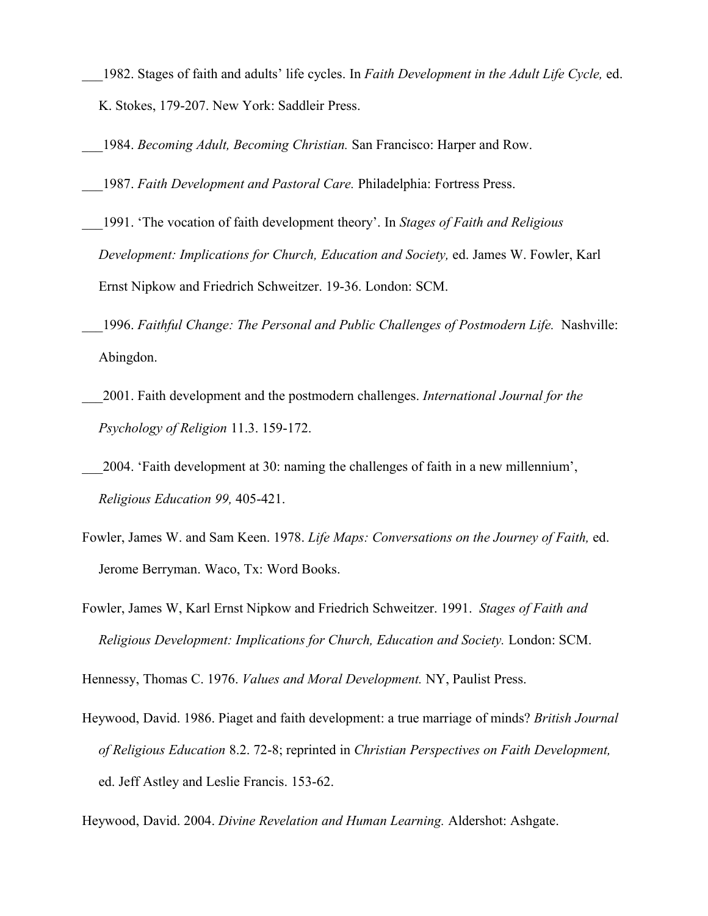___1982. Stages of faith and adults' life cycles. In *Faith Development in the Adult Life Cycle,* ed. K. Stokes, 179-207. New York: Saddleir Press.

___1984. *Becoming Adult, Becoming Christian.* San Francisco: Harper and Row.

___1987. *Faith Development and Pastoral Care.* Philadelphia: Fortress Press.

___1991. 'The vocation of faith development theory'. In *Stages of Faith and Religious Development: Implications for Church, Education and Society,* ed. James W. Fowler, Karl Ernst Nipkow and Friedrich Schweitzer. 19-36. London: SCM.

___1996. *Faithful Change: The Personal and Public Challenges of Postmodern Life.* Nashville: Abingdon.

___2001. Faith development and the postmodern challenges. *International Journal for the Psychology of Religion* 11.3. 159-172.

___2004. 'Faith development at 30: naming the challenges of faith in a new millennium', *Religious Education 99,* 405-421.

Fowler, James W. and Sam Keen. 1978. *Life Maps: Conversations on the Journey of Faith,* ed. Jerome Berryman. Waco, Tx: Word Books.

Fowler, James W, Karl Ernst Nipkow and Friedrich Schweitzer. 1991. *Stages of Faith and Religious Development: Implications for Church, Education and Society.* London: SCM.

Hennessy, Thomas C. 1976. *Values and Moral Development.* NY, Paulist Press.

Heywood, David. 1986. Piaget and faith development: a true marriage of minds? *British Journal of Religious Education* 8.2. 72-8; reprinted in *Christian Perspectives on Faith Development,* ed. Jeff Astley and Leslie Francis. 153-62.

Heywood, David. 2004. *Divine Revelation and Human Learning.* Aldershot: Ashgate.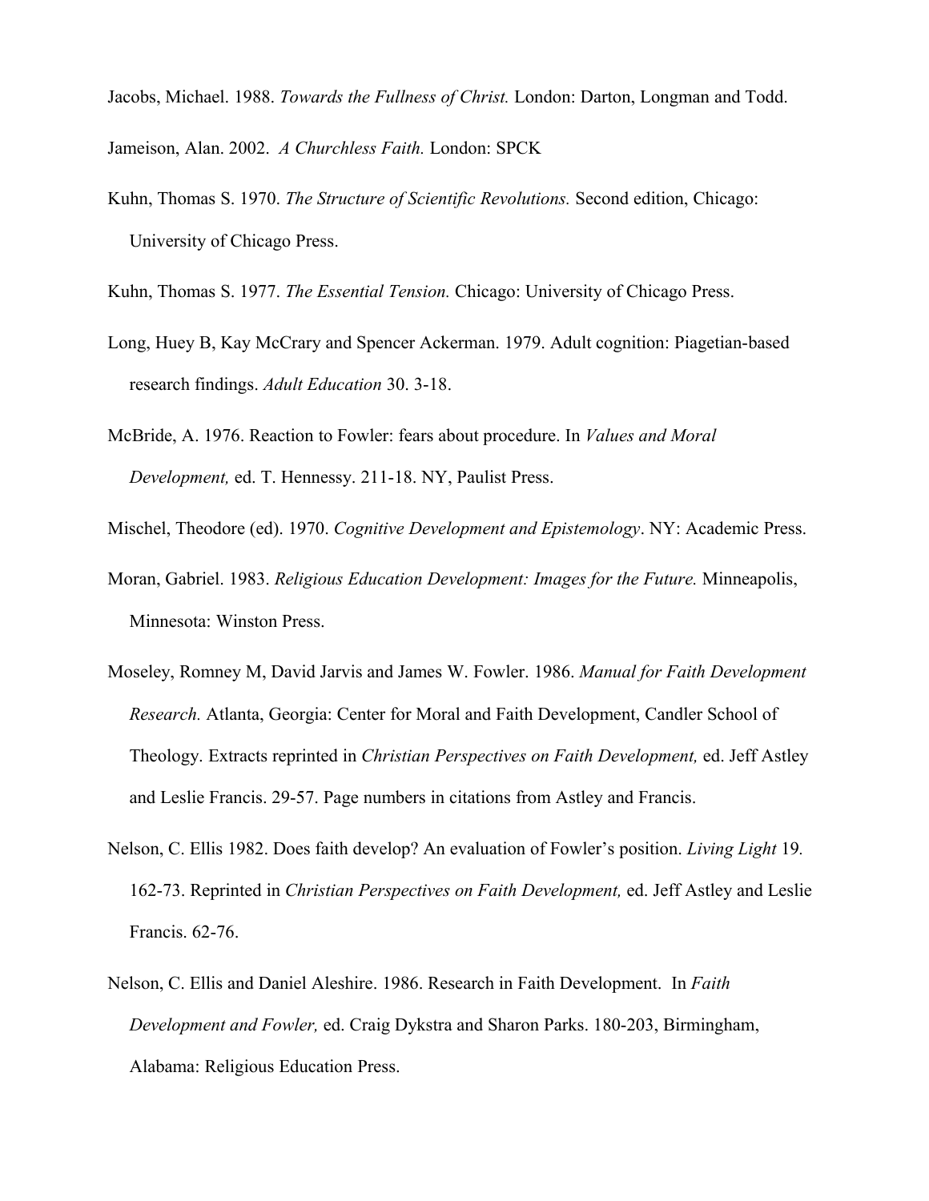Jacobs, Michael. 1988. *Towards the Fullness of Christ.* London: Darton, Longman and Todd.

Jameison, Alan. 2002. *A Churchless Faith.* London: SPCK

Kuhn, Thomas S. 1970. *The Structure of Scientific Revolutions.* Second edition, Chicago: University of Chicago Press.

Kuhn, Thomas S. 1977. *The Essential Tension.* Chicago: University of Chicago Press.

Long, Huey B, Kay McCrary and Spencer Ackerman. 1979. Adult cognition: Piagetian-based research findings. *Adult Education* 30. 3-18.

McBride, A. 1976. Reaction to Fowler: fears about procedure. In *Values and Moral Development,* ed. T. Hennessy. 211-18. NY, Paulist Press.

Mischel, Theodore (ed). 1970. *Cognitive Development and Epistemology*. NY: Academic Press.

Moran, Gabriel. 1983. *Religious Education Development: Images for the Future.* Minneapolis, Minnesota: Winston Press.

Moseley, Romney M, David Jarvis and James W. Fowler. 1986. *Manual for Faith Development Research.* Atlanta, Georgia: Center for Moral and Faith Development, Candler School of Theology. Extracts reprinted in *Christian Perspectives on Faith Development,* ed. Jeff Astley and Leslie Francis. 29-57. Page numbers in citations from Astley and Francis.

Nelson, C. Ellis 1982. Does faith develop? An evaluation of Fowler's position. *Living Light* 19*.* 162-73. Reprinted in *Christian Perspectives on Faith Development,* ed. Jeff Astley and Leslie Francis. 62-76.

Nelson, C. Ellis and Daniel Aleshire. 1986. Research in Faith Development. In *Faith Development and Fowler,* ed. Craig Dykstra and Sharon Parks. 180-203, Birmingham, Alabama: Religious Education Press.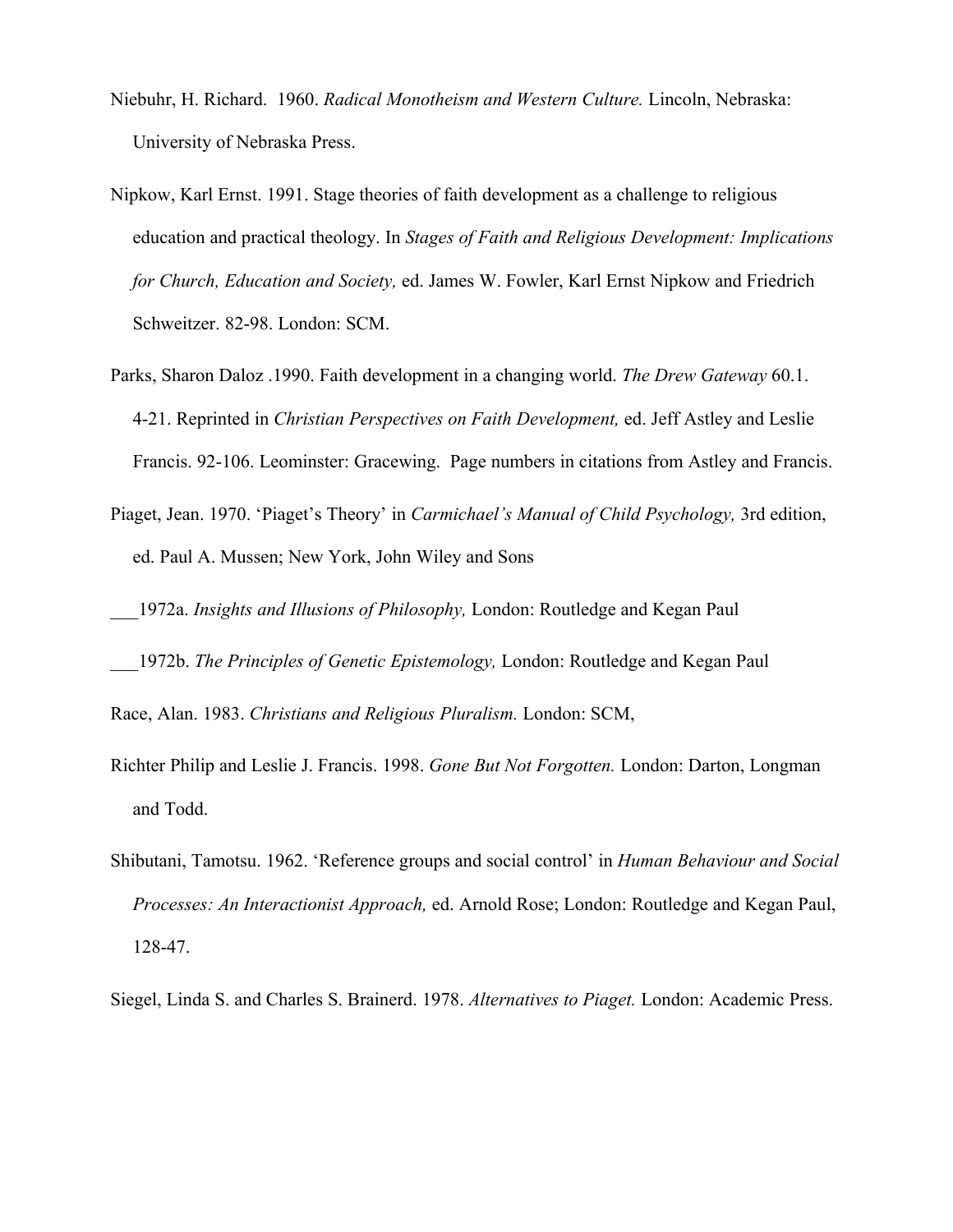Niebuhr, H. Richard. 1960. *Radical Monotheism and Western Culture.* Lincoln, Nebraska: University of Nebraska Press.

Nipkow, Karl Ernst. 1991. Stage theories of faith development as a challenge to religious education and practical theology. In *Stages of Faith and Religious Development: Implications for Church, Education and Society,* ed. James W. Fowler, Karl Ernst Nipkow and Friedrich Schweitzer. 82-98. London: SCM.

Parks, Sharon Daloz .1990. Faith development in a changing world. *The Drew Gateway* 60.1. 4-21. Reprinted in *Christian Perspectives on Faith Development,* ed. Jeff Astley and Leslie Francis. 92-106. Leominster: Gracewing. Page numbers in citations from Astley and Francis.

Piaget, Jean. 1970. 'Piaget's Theory' in *Carmichael's Manual of Child Psychology,* 3rd edition, ed. Paul A. Mussen; New York, John Wiley and Sons

___1972a. *Insights and Illusions of Philosophy,* London: Routledge and Kegan Paul

___1972b. *The Principles of Genetic Epistemology,* London: Routledge and Kegan Paul

Race, Alan. 1983. *Christians and Religious Pluralism.* London: SCM,

Richter Philip and Leslie J. Francis. 1998. *Gone But Not Forgotten.* London: Darton, Longman and Todd.

Shibutani, Tamotsu. 1962. 'Reference groups and social control' in *Human Behaviour and Social Processes: An Interactionist Approach,* ed. Arnold Rose; London: Routledge and Kegan Paul, 128-47.

Siegel, Linda S. and Charles S. Brainerd. 1978. *Alternatives to Piaget.* London: Academic Press.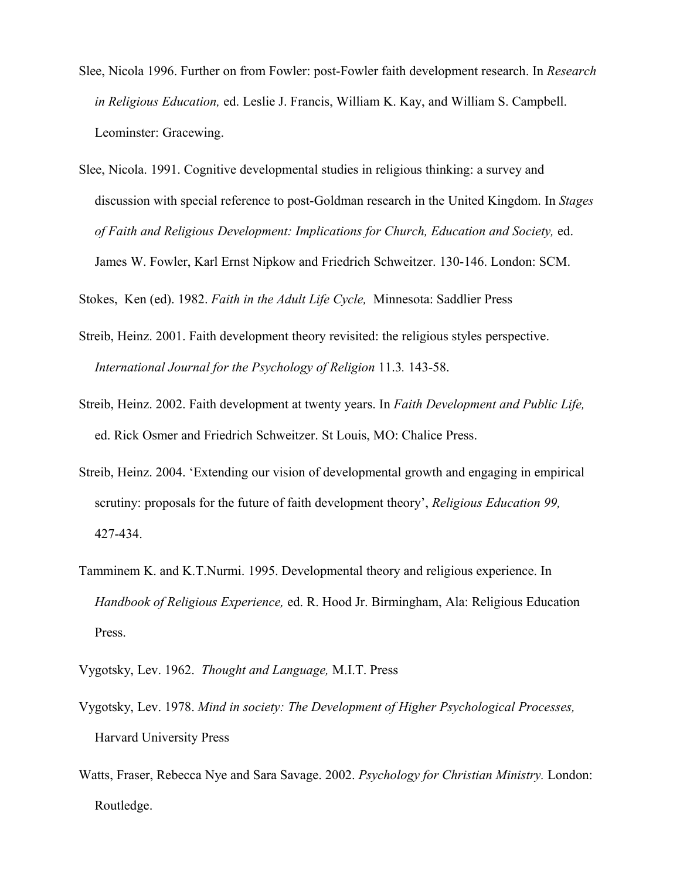Slee, Nicola 1996. Further on from Fowler: post-Fowler faith development research. In *Research in Religious Education,* ed. Leslie J. Francis, William K. Kay, and William S. Campbell. Leominster: Gracewing.

Slee, Nicola. 1991. Cognitive developmental studies in religious thinking: a survey and discussion with special reference to post-Goldman research in the United Kingdom. In *Stages of Faith and Religious Development: Implications for Church, Education and Society,* ed. James W. Fowler, Karl Ernst Nipkow and Friedrich Schweitzer. 130-146. London: SCM.

Stokes, Ken (ed). 1982. *Faith in the Adult Life Cycle,* Minnesota: Saddlier Press

Streib, Heinz. 2001. Faith development theory revisited: the religious styles perspective. *International Journal for the Psychology of Religion* 11.3. 143-58.

Streib, Heinz. 2002. Faith development at twenty years. In *Faith Development and Public Life,* ed. Rick Osmer and Friedrich Schweitzer. St Louis, MO: Chalice Press.

Streib, Heinz. 2004. 'Extending our vision of developmental growth and engaging in empirical scrutiny: proposals for the future of faith development theory', *Religious Education 99,* 427-434.

Tamminem K. and K.T.Nurmi. 1995. Developmental theory and religious experience. In *Handbook of Religious Experience,* ed. R. Hood Jr. Birmingham, Ala: Religious Education Press.

Vygotsky, Lev. 1962. *Thought and Language,* M.I.T. Press

Vygotsky, Lev. 1978. *Mind in society: The Development of Higher Psychological Processes,* Harvard University Press

Watts, Fraser, Rebecca Nye and Sara Savage. 2002. *Psychology for Christian Ministry.* London: Routledge.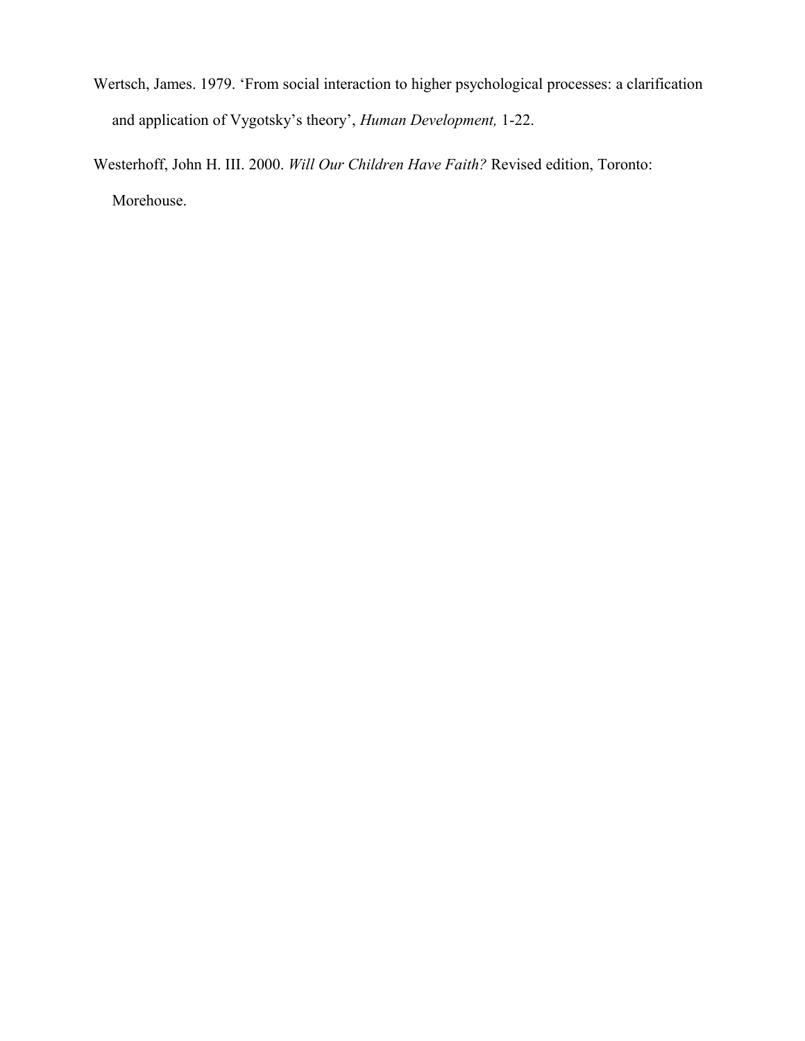Wertsch, James. 1979. 'From social interaction to higher psychological processes: a clarification and application of Vygotsky's theory', *Human Development,* 1-22.

Westerhoff, John H. III. 2000. *Will Our Children Have Faith?* Revised edition, Toronto: Morehouse.